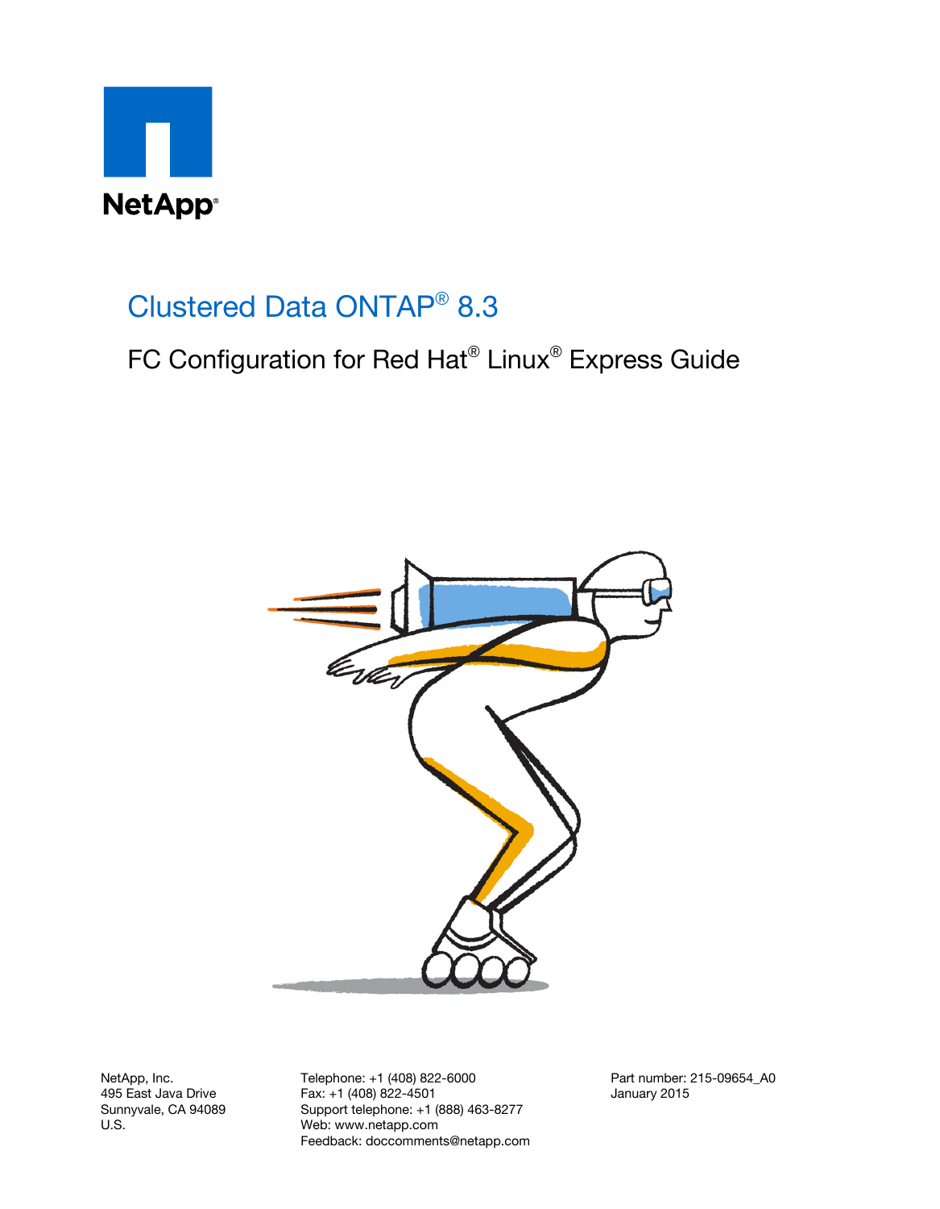NetApp®

# Clustered Data ONTAP® 8.3

## FC Configuration for Red Hat® Linux® Express Guide

NetApp, Inc.
495 East Java Drive
Sunnyvale, CA 94089
U.S.

Telephone: +1 (408) 822-6000
Fax: +1 (408) 822-4501
Support telephone: +1 (888) 463-8277
Web: www.netapp.com
Feedback: doccomments@netapp.com

Part number: 215-09654_A0
January 2015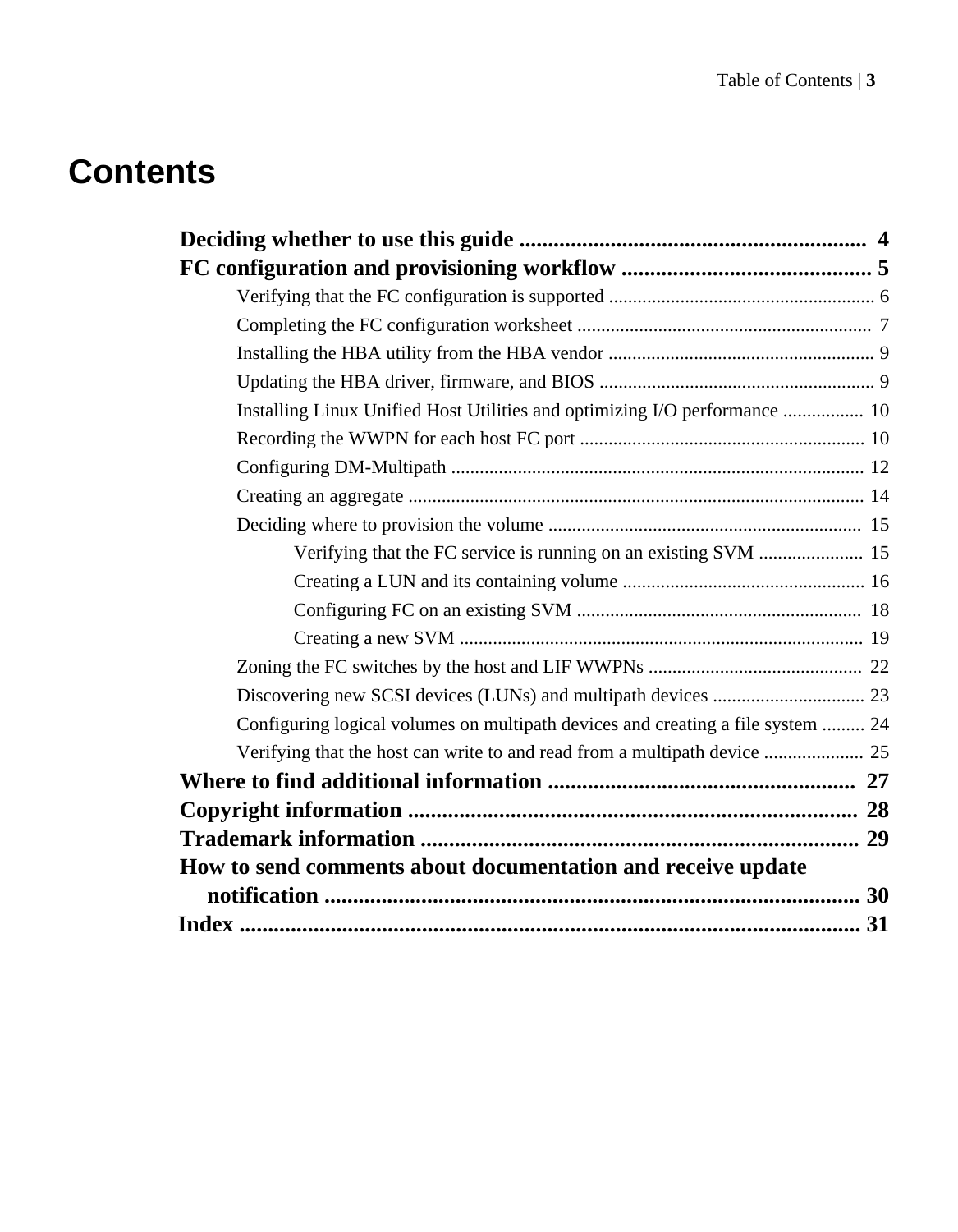# Contents

**Deciding whether to use this guide** .............................................................. **4**

**FC configuration and provisioning workflow** ............................................ **5**

- Verifying that the FC configuration is supported ....................................................... 6
- Completing the FC configuration worksheet .............................................................. 7
- Installing the HBA utility from the HBA vendor ....................................................... 9
- Updating the HBA driver, firmware, and BIOS ......................................................... 9
- Installing Linux Unified Host Utilities and optimizing I/O performance ................. 10
- Recording the WWPN for each host FC port ........................................................... 10
- Configuring DM-Multipath ...................................................................................... 12
- Creating an aggregate ............................................................................................... 14
- Deciding where to provision the volume .................................................................. 15
  - Verifying that the FC service is running on an existing SVM ...................... 15
  - Creating a LUN and its containing volume ................................................... 16
  - Configuring FC on an existing SVM ........................................................... 18
  - Creating a new SVM .................................................................................... 19
- Zoning the FC switches by the host and LIF WWPNs ............................................. 22
- Discovering new SCSI devices (LUNs) and multipath devices ................................ 23
- Configuring logical volumes on multipath devices and creating a file system ......... 24
- Verifying that the host can write to and read from a multipath device ..................... 25

**Where to find additional information** ....................................................... **27**

**Copyright information** ................................................................................. **28**

**Trademark information** ............................................................................... **29**

**How to send comments about documentation and receive update notification** ................................................................................................. **30**

**Index** ............................................................................................................... **31**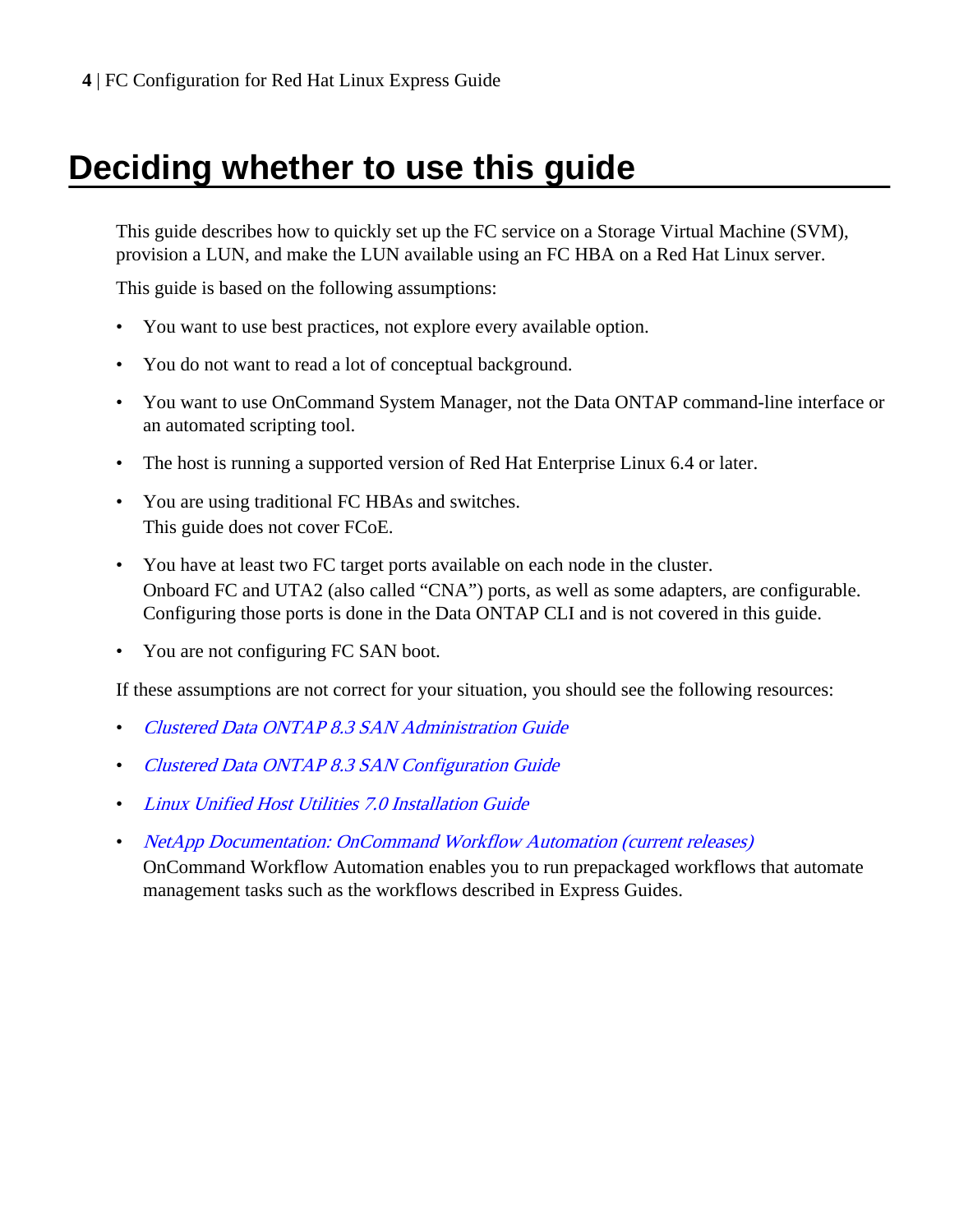# Deciding whether to use this guide

This guide describes how to quickly set up the FC service on a Storage Virtual Machine (SVM), provision a LUN, and make the LUN available using an FC HBA on a Red Hat Linux server.

This guide is based on the following assumptions:

- You want to use best practices, not explore every available option.
- You do not want to read a lot of conceptual background.
- You want to use OnCommand System Manager, not the Data ONTAP command-line interface or an automated scripting tool.
- The host is running a supported version of Red Hat Enterprise Linux 6.4 or later.
- You are using traditional FC HBAs and switches.
  This guide does not cover FCoE.
- You have at least two FC target ports available on each node in the cluster.
  Onboard FC and UTA2 (also called "CNA") ports, as well as some adapters, are configurable. Configuring those ports is done in the Data ONTAP CLI and is not covered in this guide.
- You are not configuring FC SAN boot.

If these assumptions are not correct for your situation, you should see the following resources:

- *Clustered Data ONTAP 8.3 SAN Administration Guide*
- *Clustered Data ONTAP 8.3 SAN Configuration Guide*
- *Linux Unified Host Utilities 7.0 Installation Guide*
- *NetApp Documentation: OnCommand Workflow Automation (current releases)*
  OnCommand Workflow Automation enables you to run prepackaged workflows that automate management tasks such as the workflows described in Express Guides.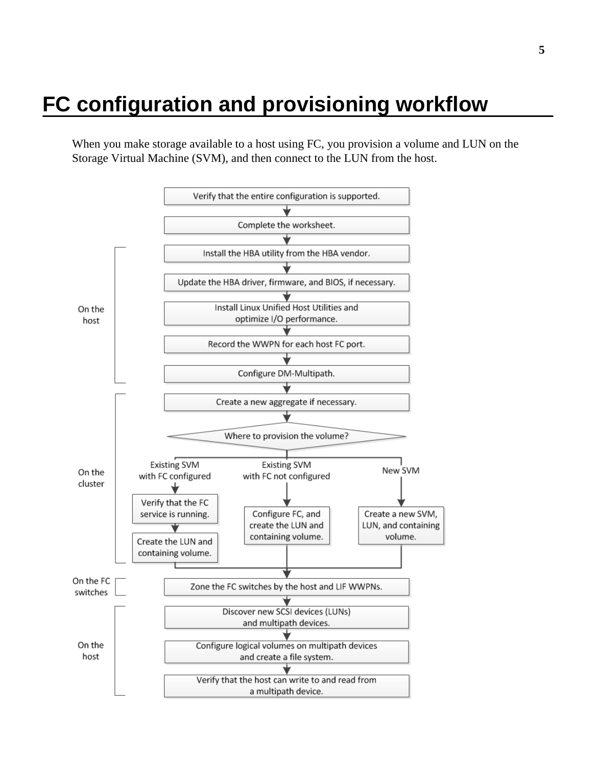# FC configuration and provisioning workflow

When you make storage available to a host using FC, you provision a volume and LUN on the Storage Virtual Machine (SVM), and then connect to the LUN from the host.

On the host:

1. Verify that the entire configuration is supported.
2. Complete the worksheet.
3. Install the HBA utility from the HBA vendor.
4. Update the HBA driver, firmware, and BIOS, if necessary.
5. Install Linux Unified Host Utilities and optimize I/O performance.
6. Record the WWPN for each host FC port.
7. Configure DM-Multipath.

On the cluster:

8. Create a new aggregate if necessary.
9. Where to provision the volume?
   - Existing SVM with FC configured: Verify that the FC service is running. Create the LUN and containing volume.
   - Existing SVM with FC not configured: Configure FC, and create the LUN and containing volume.
   - New SVM: Create a new SVM, LUN, and containing volume.

On the FC switches:

10. Zone the FC switches by the host and LIF WWPNs.

On the host:

11. Discover new SCSI devices (LUNs) and multipath devices.
12. Configure logical volumes on multipath devices and create a file system.
13. Verify that the host can write to and read from a multipath device.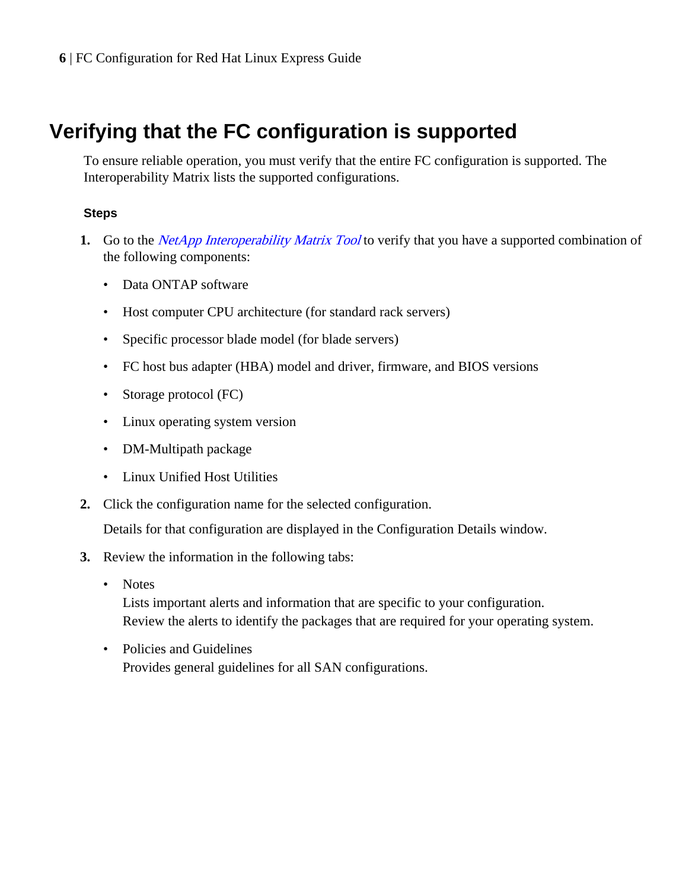# Verifying that the FC configuration is supported

To ensure reliable operation, you must verify that the entire FC configuration is supported. The Interoperability Matrix lists the supported configurations.

**Steps**

1. Go to the *NetApp Interoperability Matrix Tool* to verify that you have a supported combination of the following components:
   - Data ONTAP software
   - Host computer CPU architecture (for standard rack servers)
   - Specific processor blade model (for blade servers)
   - FC host bus adapter (HBA) model and driver, firmware, and BIOS versions
   - Storage protocol (FC)
   - Linux operating system version
   - DM-Multipath package
   - Linux Unified Host Utilities
2. Click the configuration name for the selected configuration.

   Details for that configuration are displayed in the Configuration Details window.
3. Review the information in the following tabs:
   - Notes
     Lists important alerts and information that are specific to your configuration.
     Review the alerts to identify the packages that are required for your operating system.
   - Policies and Guidelines
     Provides general guidelines for all SAN configurations.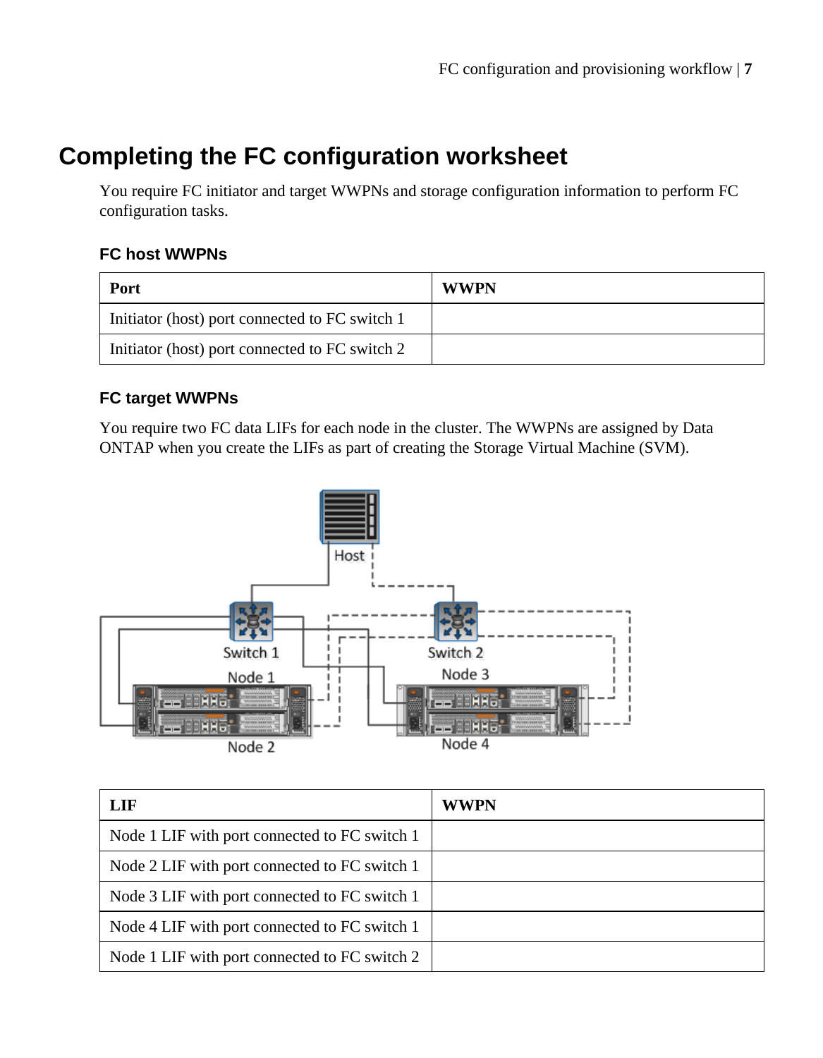# Completing the FC configuration worksheet

You require FC initiator and target WWPNs and storage configuration information to perform FC configuration tasks.

### FC host WWPNs

| Port | WWPN |
| --- | --- |
| Initiator (host) port connected to FC switch 1 | |
| Initiator (host) port connected to FC switch 2 | |

### FC target WWPNs

You require two FC data LIFs for each node in the cluster. The WWPNs are assigned by Data ONTAP when you create the LIFs as part of creating the Storage Virtual Machine (SVM).

| LIF | WWPN |
| --- | --- |
| Node 1 LIF with port connected to FC switch 1 | |
| Node 2 LIF with port connected to FC switch 1 | |
| Node 3 LIF with port connected to FC switch 1 | |
| Node 4 LIF with port connected to FC switch 1 | |
| Node 1 LIF with port connected to FC switch 2 | |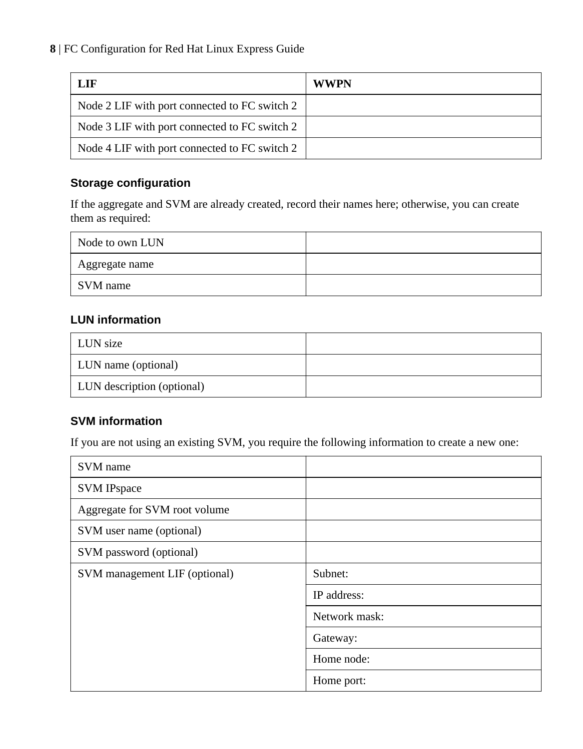| LIF | WWPN |
| --- | --- |
| Node 2 LIF with port connected to FC switch 2 | |
| Node 3 LIF with port connected to FC switch 2 | |
| Node 4 LIF with port connected to FC switch 2 | |

### Storage configuration

If the aggregate and SVM are already created, record their names here; otherwise, you can create them as required:

| | |
| --- | --- |
| Node to own LUN | |
| Aggregate name | |
| SVM name | |

### LUN information

| | |
| --- | --- |
| LUN size | |
| LUN name (optional) | |
| LUN description (optional) | |

### SVM information

If you are not using an existing SVM, you require the following information to create a new one:

| | |
| --- | --- |
| SVM name | |
| SVM IPspace | |
| Aggregate for SVM root volume | |
| SVM user name (optional) | |
| SVM password (optional) | |
| SVM management LIF (optional) | Subnet: |
| | IP address: |
| | Network mask: |
| | Gateway: |
| | Home node: |
| | Home port: |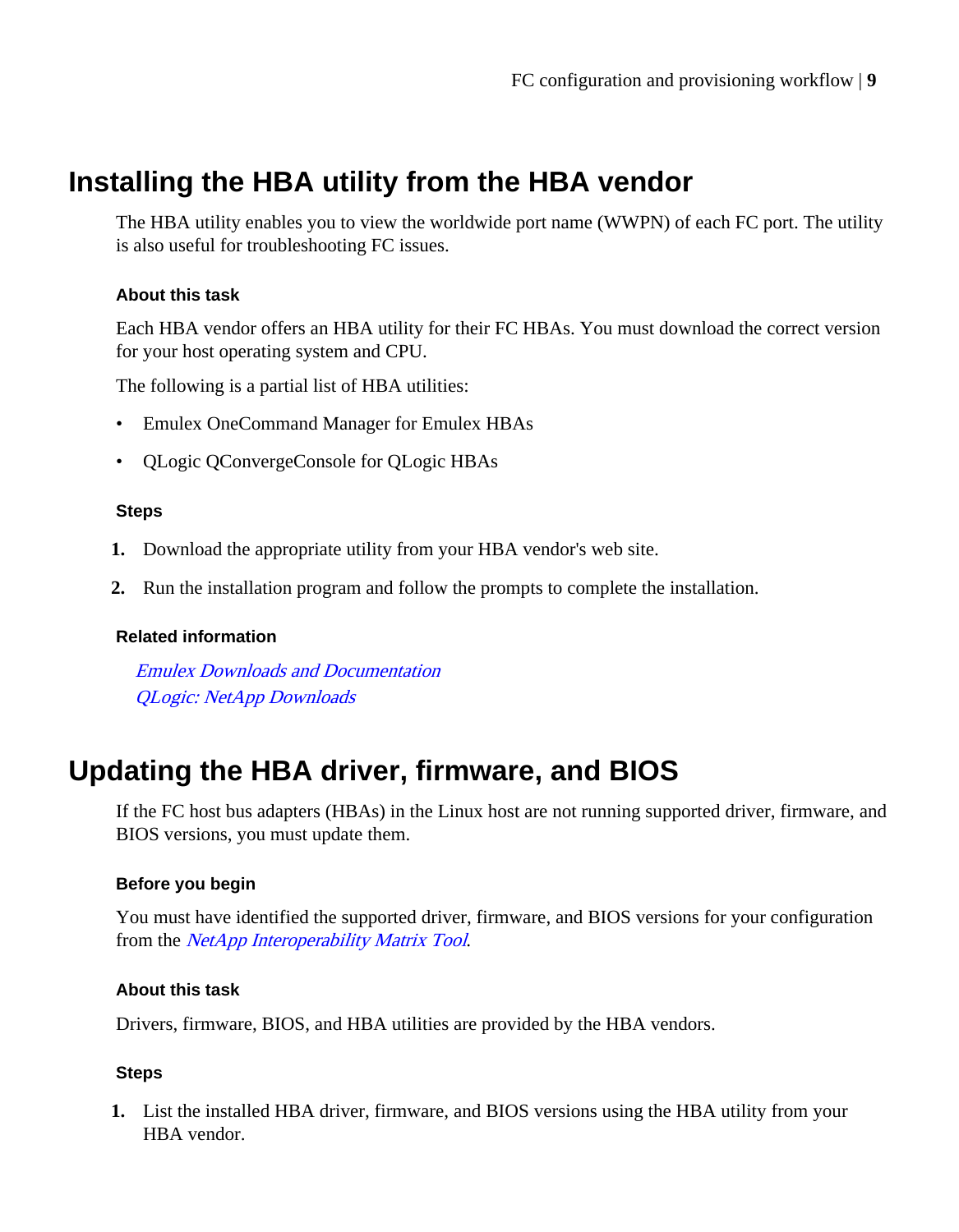# Installing the HBA utility from the HBA vendor

The HBA utility enables you to view the worldwide port name (WWPN) of each FC port. The utility is also useful for troubleshooting FC issues.

### About this task

Each HBA vendor offers an HBA utility for their FC HBAs. You must download the correct version for your host operating system and CPU.

The following is a partial list of HBA utilities:

- Emulex OneCommand Manager for Emulex HBAs
- QLogic QConvergeConsole for QLogic HBAs

### Steps

1. Download the appropriate utility from your HBA vendor's web site.
2. Run the installation program and follow the prompts to complete the installation.

### Related information

*Emulex Downloads and Documentation*
*QLogic: NetApp Downloads*

# Updating the HBA driver, firmware, and BIOS

If the FC host bus adapters (HBAs) in the Linux host are not running supported driver, firmware, and BIOS versions, you must update them.

### Before you begin

You must have identified the supported driver, firmware, and BIOS versions for your configuration from the *NetApp Interoperability Matrix Tool*.

### About this task

Drivers, firmware, BIOS, and HBA utilities are provided by the HBA vendors.

### Steps

1. List the installed HBA driver, firmware, and BIOS versions using the HBA utility from your HBA vendor.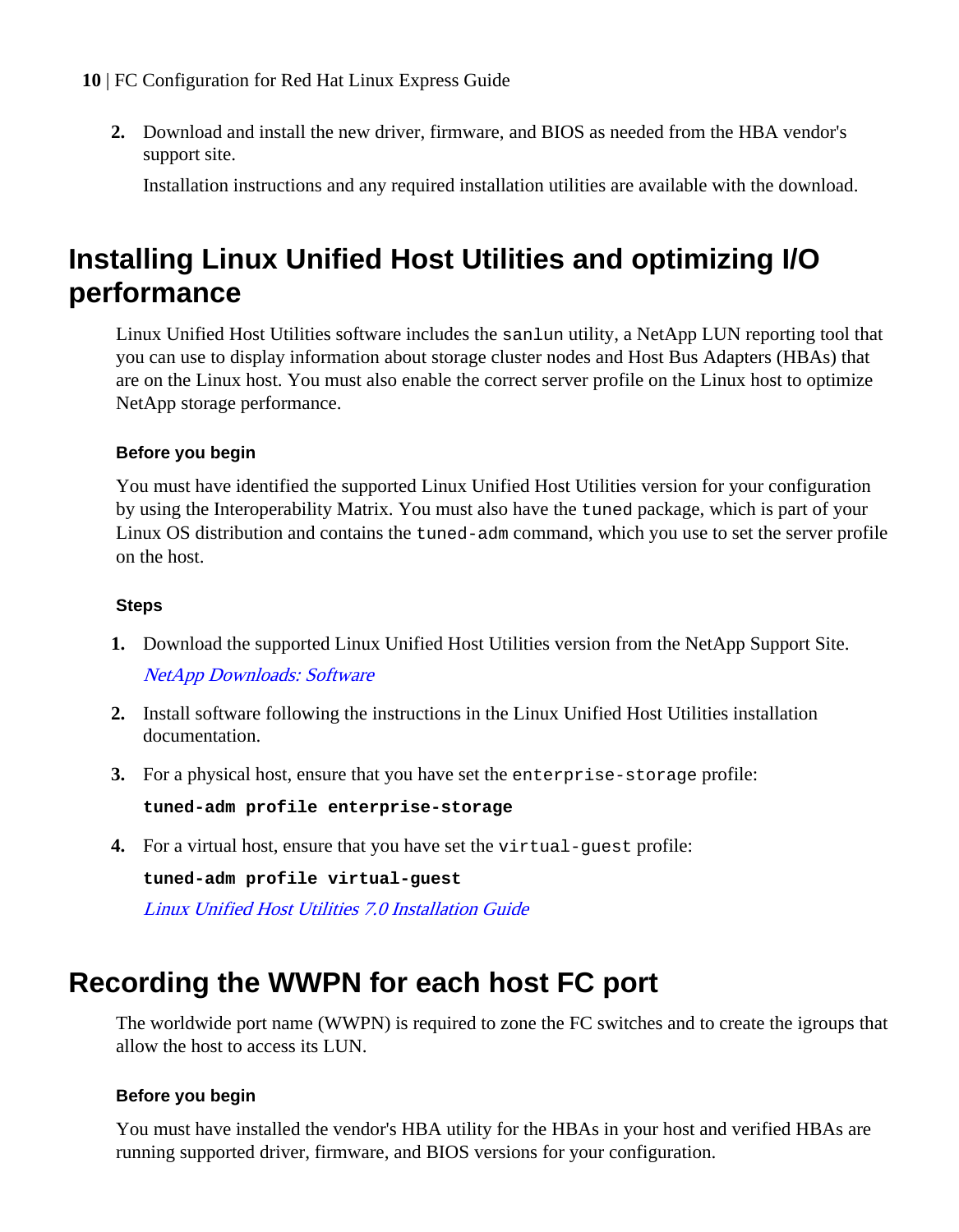2. Download and install the new driver, firmware, and BIOS as needed from the HBA vendor's support site.

   Installation instructions and any required installation utilities are available with the download.

## Installing Linux Unified Host Utilities and optimizing I/O performance

Linux Unified Host Utilities software includes the `sanlun` utility, a NetApp LUN reporting tool that you can use to display information about storage cluster nodes and Host Bus Adapters (HBAs) that are on the Linux host. You must also enable the correct server profile on the Linux host to optimize NetApp storage performance.

#### Before you begin

You must have identified the supported Linux Unified Host Utilities version for your configuration by using the Interoperability Matrix. You must also have the `tuned` package, which is part of your Linux OS distribution and contains the `tuned-adm` command, which you use to set the server profile on the host.

#### Steps

1. Download the supported Linux Unified Host Utilities version from the NetApp Support Site.

   *NetApp Downloads: Software*

2. Install software following the instructions in the Linux Unified Host Utilities installation documentation.

3. For a physical host, ensure that you have set the `enterprise-storage` profile:

   **`tuned-adm profile enterprise-storage`**

4. For a virtual host, ensure that you have set the `virtual-guest` profile:

   **`tuned-adm profile virtual-guest`**

   *Linux Unified Host Utilities 7.0 Installation Guide*

## Recording the WWPN for each host FC port

The worldwide port name (WWPN) is required to zone the FC switches and to create the igroups that allow the host to access its LUN.

#### Before you begin

You must have installed the vendor's HBA utility for the HBAs in your host and verified HBAs are running supported driver, firmware, and BIOS versions for your configuration.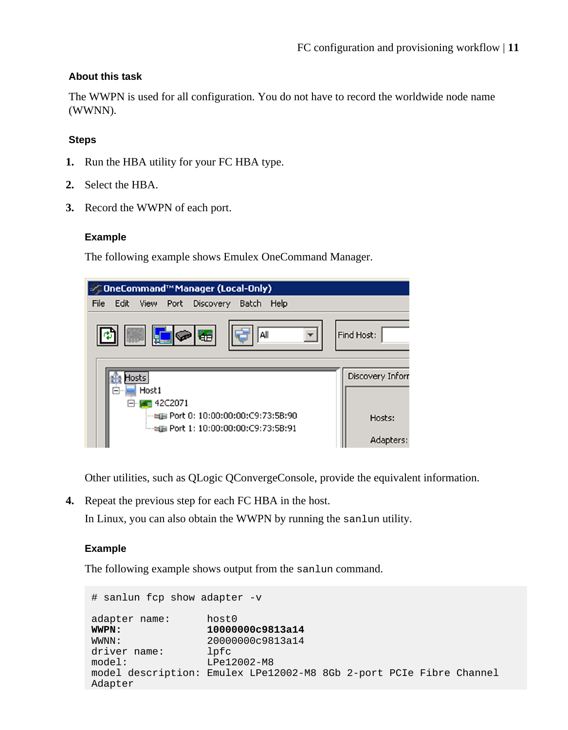### About this task

The WWPN is used for all configuration. You do not have to record the worldwide node name (WWNN).

### Steps

1. Run the HBA utility for your FC HBA type.
2. Select the HBA.
3. Record the WWPN of each port.

   #### Example

   The following example shows Emulex OneCommand Manager.

   Other utilities, such as QLogic QConvergeConsole, provide the equivalent information.

4. Repeat the previous step for each FC HBA in the host.

   In Linux, you can also obtain the WWPN by running the `sanlun` utility.

   #### Example

   The following example shows output from the `sanlun` command.

```
# sanlun fcp show adapter -v

adapter name:      host0
WWPN:              10000000c9813a14
WWNN:              20000000c9813a14
driver name:       lpfc
model:             LPe12002-M8
model description: Emulex LPe12002-M8 8Gb 2-port PCIe Fibre Channel
Adapter
```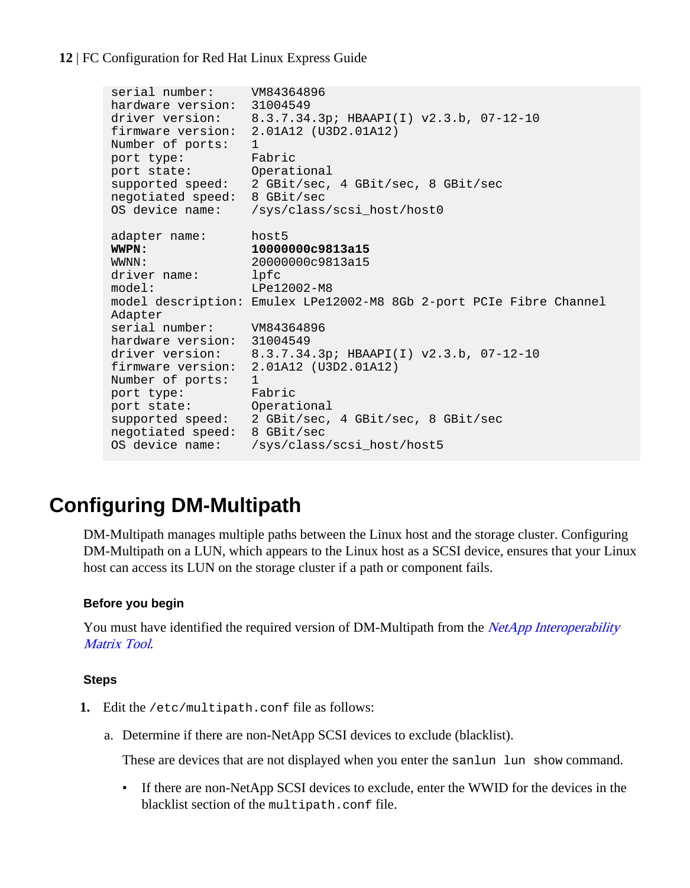```
serial number:     VM84364896
hardware version:  31004549
driver version:    8.3.7.34.3p; HBAAPI(I) v2.3.b, 07-12-10
firmware version:  2.01A12 (U3D2.01A12)
Number of ports:   1
port type:         Fabric
port state:        Operational
supported speed:   2 GBit/sec, 4 GBit/sec, 8 GBit/sec
negotiated speed:  8 GBit/sec
OS device name:    /sys/class/scsi_host/host0

adapter name:      host5
WWPN:              10000000c9813a15
WWNN:              20000000c9813a15
driver name:       lpfc
model:             LPe12002-M8
model description: Emulex LPe12002-M8 8Gb 2-port PCIe Fibre Channel
Adapter
serial number:     VM84364896
hardware version:  31004549
driver version:    8.3.7.34.3p; HBAAPI(I) v2.3.b, 07-12-10
firmware version:  2.01A12 (U3D2.01A12)
Number of ports:   1
port type:         Fabric
port state:        Operational
supported speed:   2 GBit/sec, 4 GBit/sec, 8 GBit/sec
negotiated speed:  8 GBit/sec
OS device name:    /sys/class/scsi_host/host5
```

# Configuring DM-Multipath

DM-Multipath manages multiple paths between the Linux host and the storage cluster. Configuring DM-Multipath on a LUN, which appears to the Linux host as a SCSI device, ensures that your Linux host can access its LUN on the storage cluster if a path or component fails.

### Before you begin

You must have identified the required version of DM-Multipath from the *NetApp Interoperability Matrix Tool*.

### Steps

1. Edit the `/etc/multipath.conf` file as follows:

   a. Determine if there are non-NetApp SCSI devices to exclude (blacklist).

      These are devices that are not displayed when you enter the `sanlun lun show` command.

      - If there are non-NetApp SCSI devices to exclude, enter the WWID for the devices in the blacklist section of the `multipath.conf` file.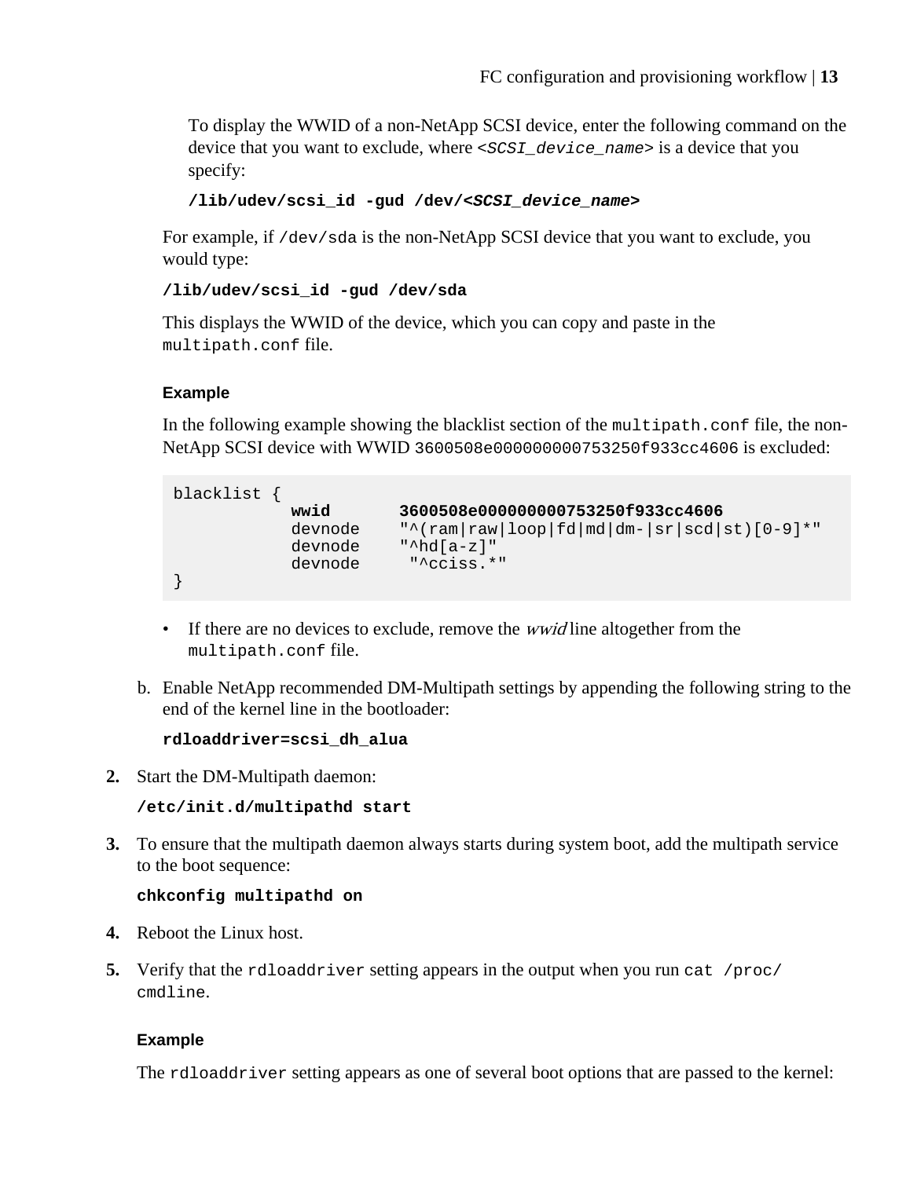To display the WWID of a non-NetApp SCSI device, enter the following command on the device that you want to exclude, where <*SCSI_device_name*> is a device that you specify:

**/lib/udev/scsi_id -gud /dev/<*SCSI_device_name*>**

For example, if `/dev/sda` is the non-NetApp SCSI device that you want to exclude, you would type:

**/lib/udev/scsi_id -gud /dev/sda**

This displays the WWID of the device, which you can copy and paste in the `multipath.conf` file.

#### Example

In the following example showing the blacklist section of the `multipath.conf` file, the non-NetApp SCSI device with WWID `3600508e000000000753250f933cc4606` is excluded:

```
blacklist {
           wwid       3600508e000000000753250f933cc4606
           devnode    "^(ram|raw|loop|fd|md|dm-|sr|scd|st)[0-9]*"
           devnode    "^hd[a-z]"
           devnode     "^cciss.*"
}
```

- If there are no devices to exclude, remove the *wwid* line altogether from the `multipath.conf` file.

b. Enable NetApp recommended DM-Multipath settings by appending the following string to the end of the kernel line in the bootloader:

   **rdloaddriver=scsi_dh_alua**

2. Start the DM-Multipath daemon:

   **/etc/init.d/multipathd start**

3. To ensure that the multipath daemon always starts during system boot, add the multipath service to the boot sequence:

   **chkconfig multipathd on**

4. Reboot the Linux host.

5. Verify that the `rdloaddriver` setting appears in the output when you run `cat /proc/cmdline`.

#### Example

The `rdloaddriver` setting appears as one of several boot options that are passed to the kernel: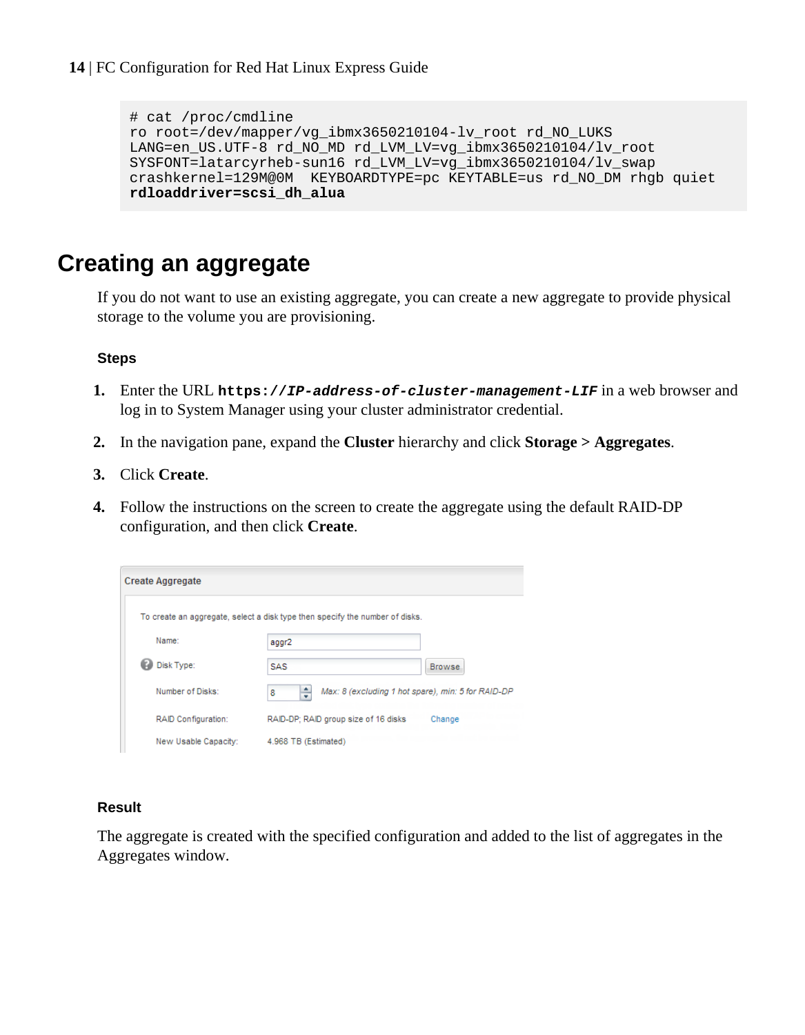```
# cat /proc/cmdline
ro root=/dev/mapper/vg_ibmx3650210104-lv_root rd_NO_LUKS
LANG=en_US.UTF-8 rd_NO_MD rd_LVM_LV=vg_ibmx3650210104/lv_root
SYSFONT=latarcyrheb-sun16 rd_LVM_LV=vg_ibmx3650210104/lv_swap
crashkernel=129M@0M  KEYBOARDTYPE=pc KEYTABLE=us rd_NO_DM rhgb quiet
rdloaddriver=scsi_dh_alua
```

# Creating an aggregate

If you do not want to use an existing aggregate, you can create a new aggregate to provide physical storage to the volume you are provisioning.

### Steps

1. Enter the URL **`https://IP-address-of-cluster-management-LIF`** in a web browser and log in to System Manager using your cluster administrator credential.
2. In the navigation pane, expand the **Cluster** hierarchy and click **Storage** > **Aggregates**.
3. Click **Create**.
4. Follow the instructions on the screen to create the aggregate using the default RAID-DP configuration, and then click **Create**.

**Create Aggregate**

To create an aggregate, select a disk type then specify the number of disks.

| | | |
|---|---|---|
| Name: | aggr2 | |
| Disk Type: | SAS | Browse |
| Number of Disks: | 8 | *Max: 8 (excluding 1 hot spare), min: 5 for RAID-DP* |
| RAID Configuration: | RAID-DP; RAID group size of 16 disks | Change |
| New Usable Capacity: | 4.968 TB (Estimated) | |

### Result

The aggregate is created with the specified configuration and added to the list of aggregates in the Aggregates window.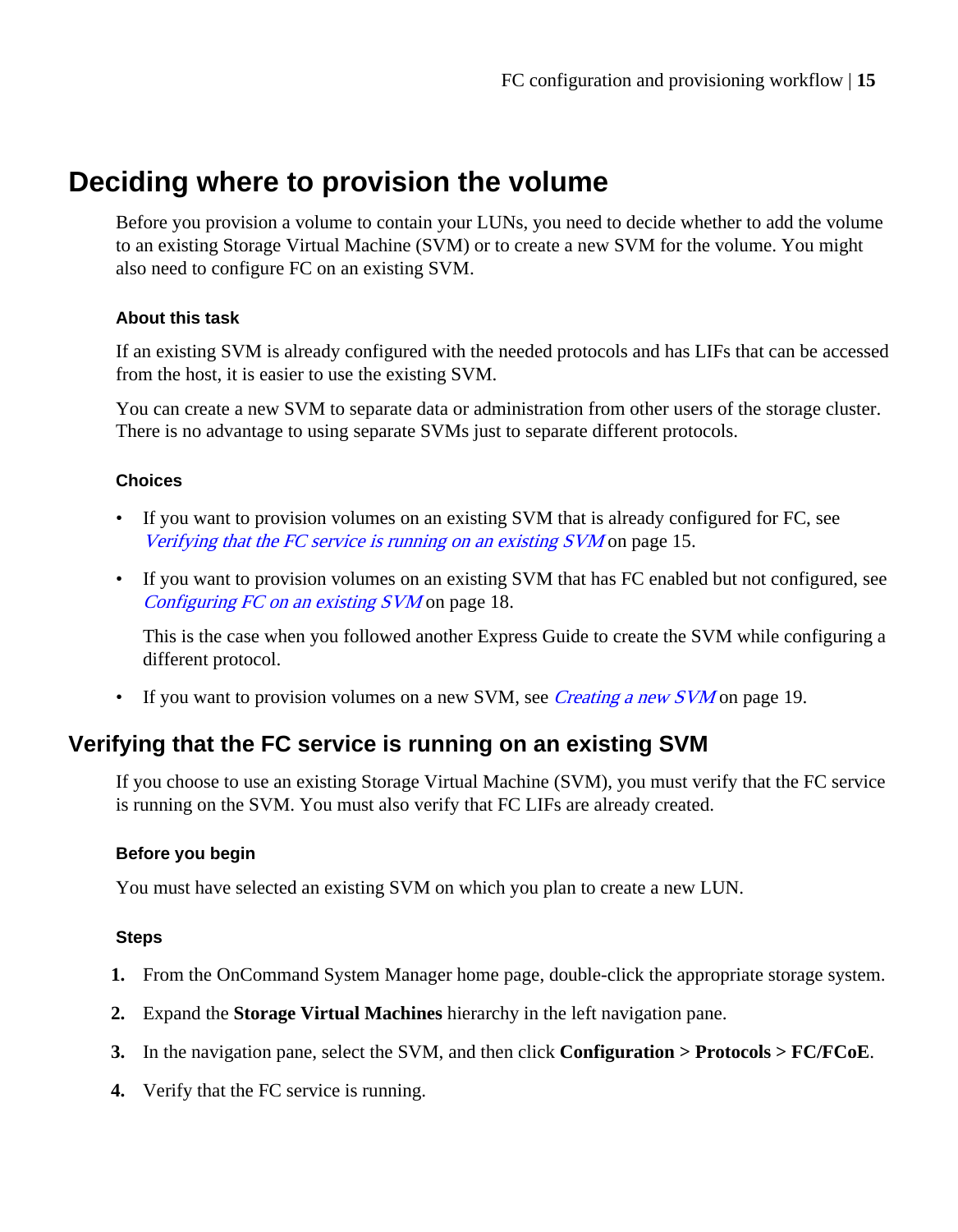# Deciding where to provision the volume

Before you provision a volume to contain your LUNs, you need to decide whether to add the volume to an existing Storage Virtual Machine (SVM) or to create a new SVM for the volume. You might also need to configure FC on an existing SVM.

### About this task

If an existing SVM is already configured with the needed protocols and has LIFs that can be accessed from the host, it is easier to use the existing SVM.

You can create a new SVM to separate data or administration from other users of the storage cluster. There is no advantage to using separate SVMs just to separate different protocols.

### Choices

- If you want to provision volumes on an existing SVM that is already configured for FC, see *Verifying that the FC service is running on an existing SVM* on page 15.
- If you want to provision volumes on an existing SVM that has FC enabled but not configured, see *Configuring FC on an existing SVM* on page 18.

  This is the case when you followed another Express Guide to create the SVM while configuring a different protocol.
- If you want to provision volumes on a new SVM, see *Creating a new SVM* on page 19.

## Verifying that the FC service is running on an existing SVM

If you choose to use an existing Storage Virtual Machine (SVM), you must verify that the FC service is running on the SVM. You must also verify that FC LIFs are already created.

### Before you begin

You must have selected an existing SVM on which you plan to create a new LUN.

### Steps

1. From the OnCommand System Manager home page, double-click the appropriate storage system.
2. Expand the **Storage Virtual Machines** hierarchy in the left navigation pane.
3. In the navigation pane, select the SVM, and then click **Configuration > Protocols > FC/FCoE**.
4. Verify that the FC service is running.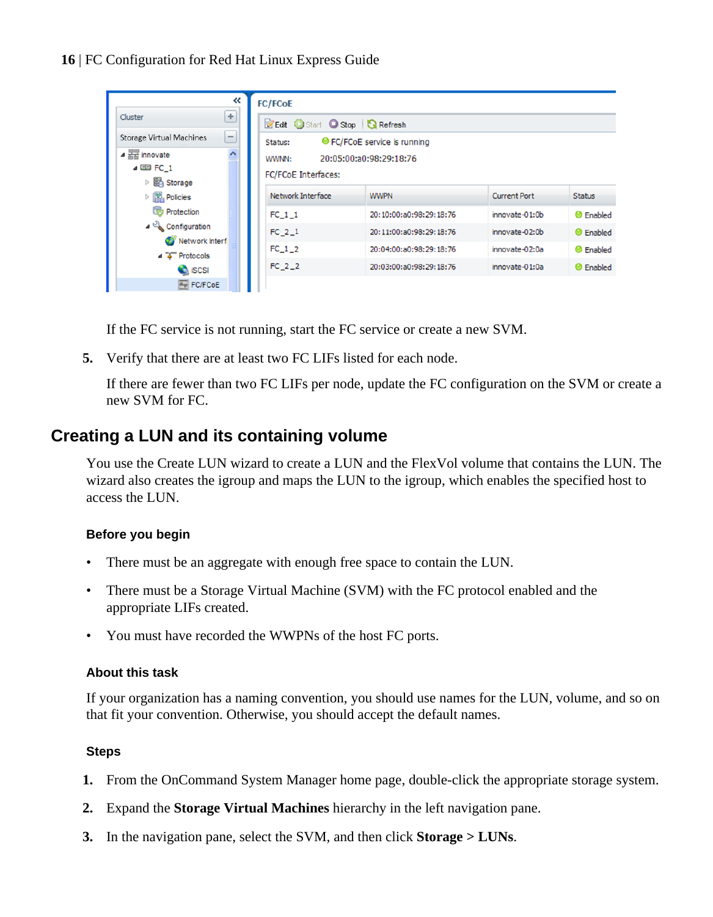If the FC service is not running, start the FC service or create a new SVM.

5. Verify that there are at least two FC LIFs listed for each node.

   If there are fewer than two FC LIFs per node, update the FC configuration on the SVM or create a new SVM for FC.

## Creating a LUN and its containing volume

You use the Create LUN wizard to create a LUN and the FlexVol volume that contains the LUN. The wizard also creates the igroup and maps the LUN to the igroup, which enables the specified host to access the LUN.

### Before you begin

- There must be an aggregate with enough free space to contain the LUN.
- There must be a Storage Virtual Machine (SVM) with the FC protocol enabled and the appropriate LIFs created.
- You must have recorded the WWPNs of the host FC ports.

### About this task

If your organization has a naming convention, you should use names for the LUN, volume, and so on that fit your convention. Otherwise, you should accept the default names.

### Steps

1. From the OnCommand System Manager home page, double-click the appropriate storage system.
2. Expand the **Storage Virtual Machines** hierarchy in the left navigation pane.
3. In the navigation pane, select the SVM, and then click **Storage > LUNs**.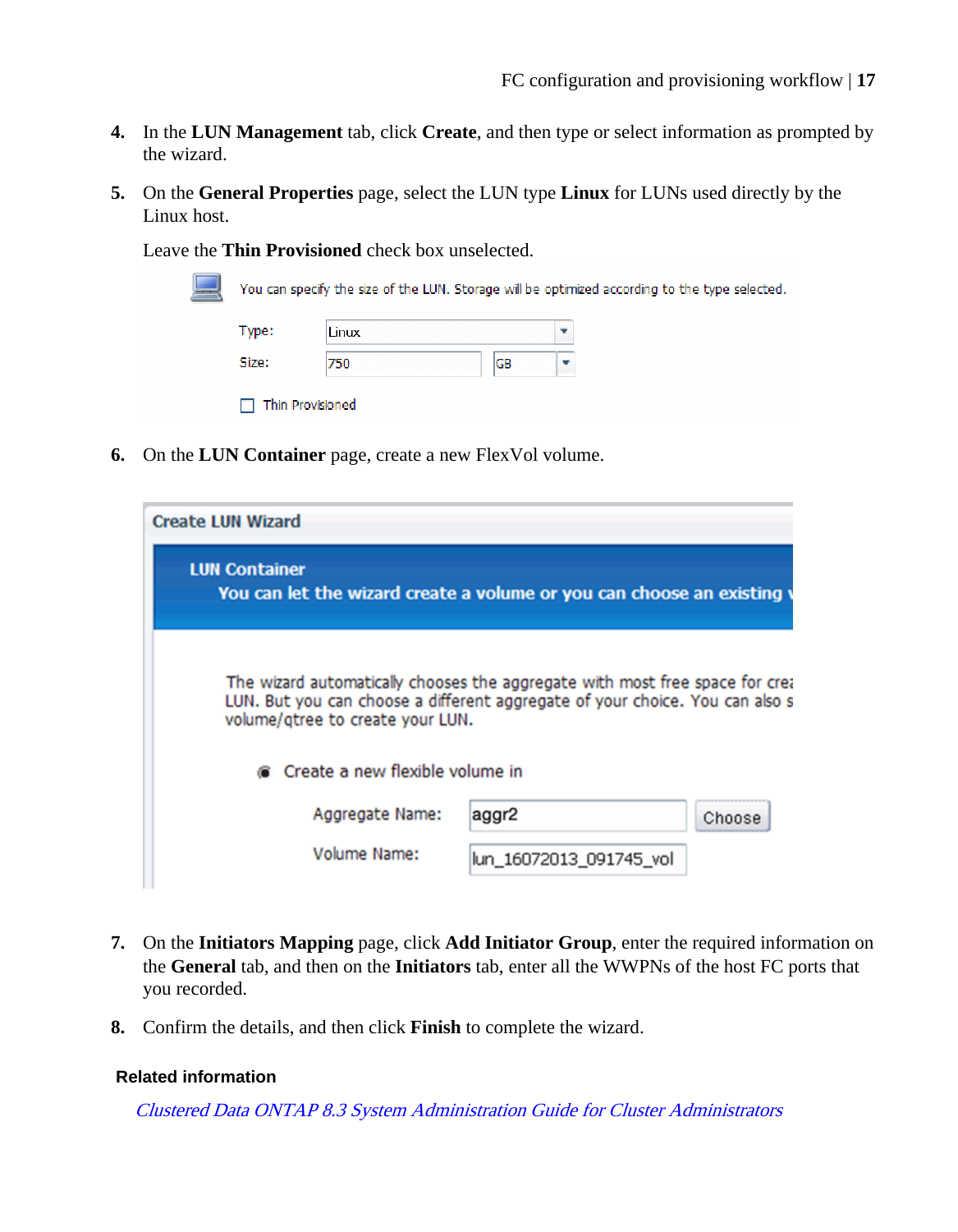4. In the **LUN Management** tab, click **Create**, and then type or select information as prompted by the wizard.

5. On the **General Properties** page, select the LUN type **Linux** for LUNs used directly by the Linux host.

   Leave the **Thin Provisioned** check box unselected.

6. On the **LUN Container** page, create a new FlexVol volume.

7. On the **Initiators Mapping** page, click **Add Initiator Group**, enter the required information on the **General** tab, and then on the **Initiators** tab, enter all the WWPNs of the host FC ports that you recorded.

8. Confirm the details, and then click **Finish** to complete the wizard.

**Related information**

*Clustered Data ONTAP 8.3 System Administration Guide for Cluster Administrators*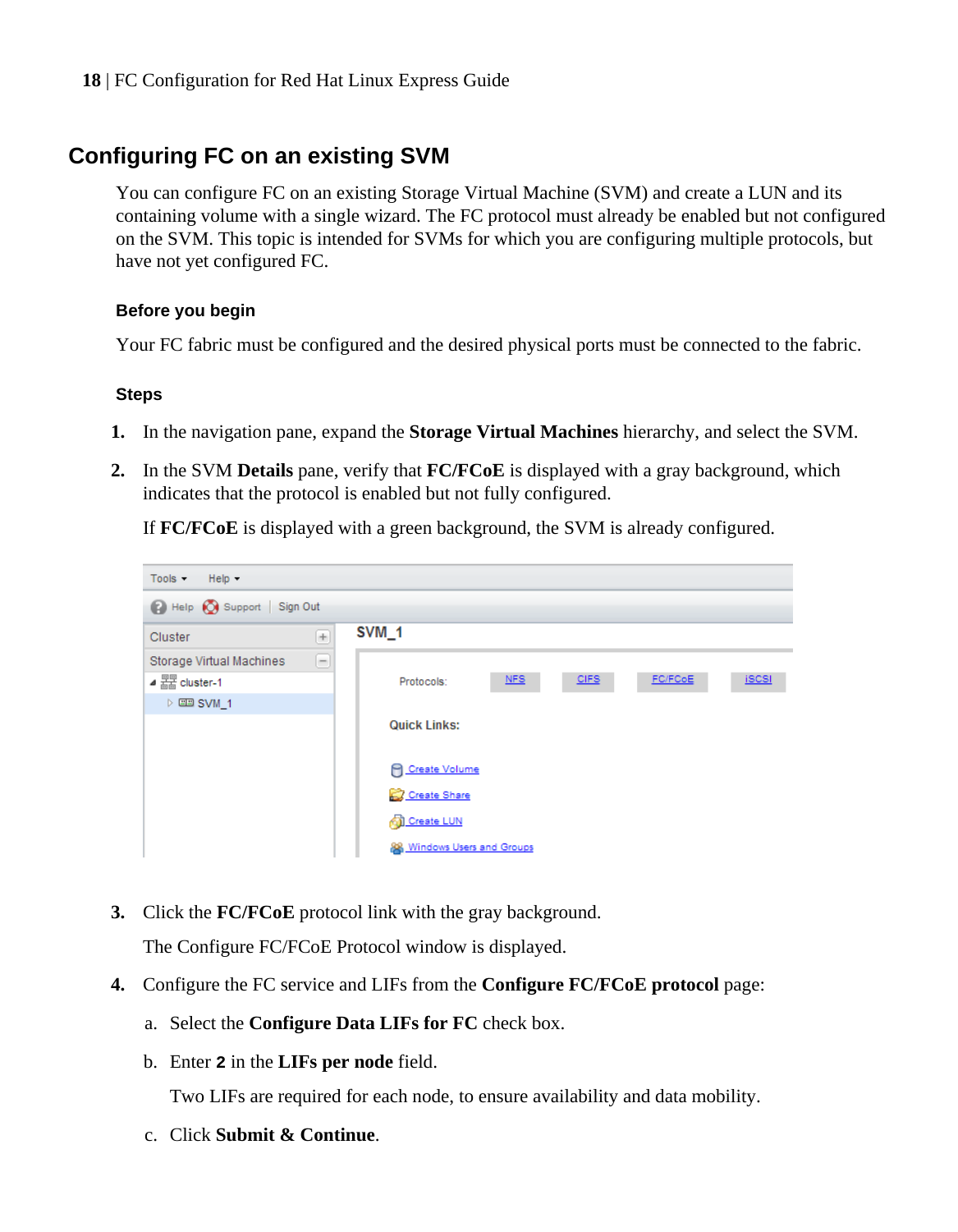## Configuring FC on an existing SVM

You can configure FC on an existing Storage Virtual Machine (SVM) and create a LUN and its containing volume with a single wizard. The FC protocol must already be enabled but not configured on the SVM. This topic is intended for SVMs for which you are configuring multiple protocols, but have not yet configured FC.

### Before you begin

Your FC fabric must be configured and the desired physical ports must be connected to the fabric.

### Steps

1. In the navigation pane, expand the **Storage Virtual Machines** hierarchy, and select the SVM.
2. In the SVM **Details** pane, verify that **FC/FCoE** is displayed with a gray background, which indicates that the protocol is enabled but not fully configured.

   If **FC/FCoE** is displayed with a green background, the SVM is already configured.

3. Click the **FC/FCoE** protocol link with the gray background.

   The Configure FC/FCoE Protocol window is displayed.

4. Configure the FC service and LIFs from the **Configure FC/FCoE protocol** page:

   a. Select the **Configure Data LIFs for FC** check box.

   b. Enter **2** in the **LIFs per node** field.

      Two LIFs are required for each node, to ensure availability and data mobility.

   c. Click **Submit & Continue**.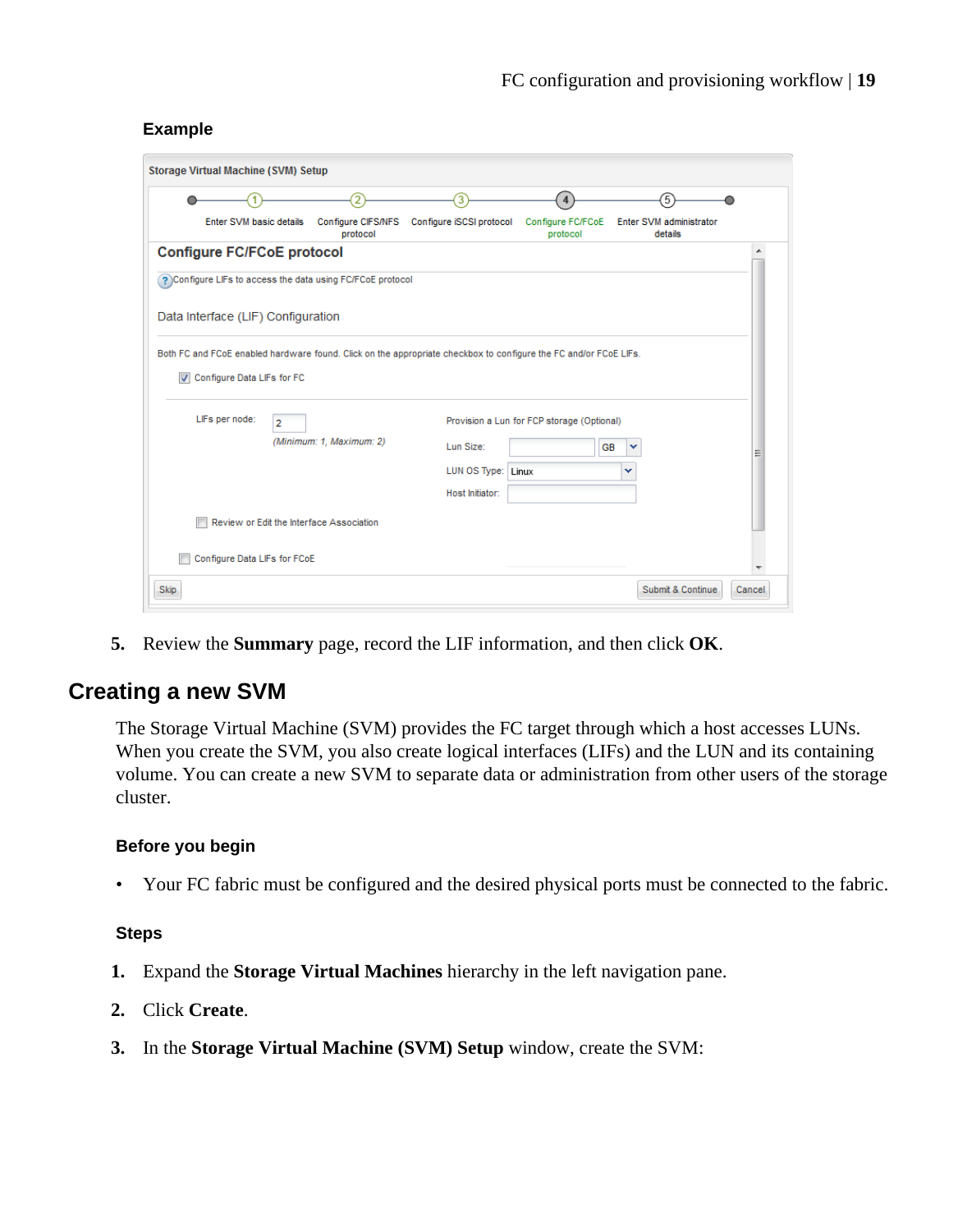#### Example

Storage Virtual Machine (SVM) Setup

Enter SVM basic details | Configure CIFS/NFS protocol | Configure iSCSI protocol | Configure FC/FCoE protocol | Enter SVM administrator details

**Configure FC/FCoE protocol**

Configure LIFs to access the data using FC/FCoE protocol

Data Interface (LIF) Configuration

Both FC and FCoE enabled hardware found. Click on the appropriate checkbox to configure the FC and/or FCoE LIFs.

☑ Configure Data LIFs for FC

LIFs per node: 2
(Minimum: 1, Maximum: 2)

Provision a Lun for FCP storage (Optional)

Lun Size: GB

LUN OS Type: Linux

Host Initiator:

☐ Review or Edit the Interface Association

☐ Configure Data LIFs for FCoE

Skip | Submit & Continue | Cancel

5. Review the **Summary** page, record the LIF information, and then click **OK**.

## Creating a new SVM

The Storage Virtual Machine (SVM) provides the FC target through which a host accesses LUNs. When you create the SVM, you also create logical interfaces (LIFs) and the LUN and its containing volume. You can create a new SVM to separate data or administration from other users of the storage cluster.

#### Before you begin

- Your FC fabric must be configured and the desired physical ports must be connected to the fabric.

#### Steps

1. Expand the **Storage Virtual Machines** hierarchy in the left navigation pane.
2. Click **Create**.
3. In the **Storage Virtual Machine (SVM) Setup** window, create the SVM: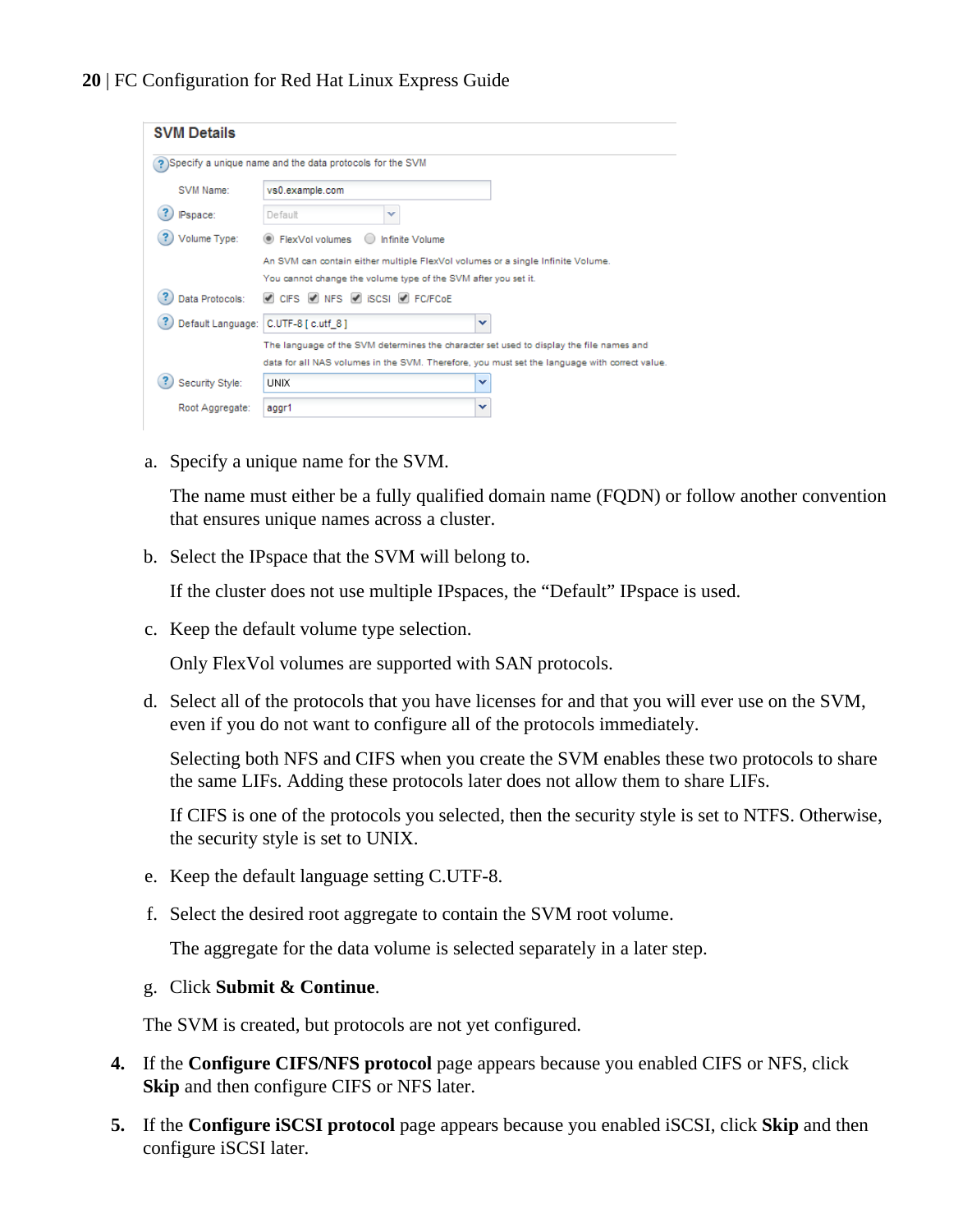**SVM Details**

Specify a unique name and the data protocols for the SVM

SVM Name: vs0.example.com

IPspace: Default

Volume Type: FlexVol volumes / Infinite Volume

An SVM can contain either multiple FlexVol volumes or a single Infinite Volume. You cannot change the volume type of the SVM after you set it.

Data Protocols: CIFS NFS iSCSI FC/FCoE

Default Language: C.UTF-8 [ c.utf_8 ]

The language of the SVM determines the character set used to display the file names and data for all NAS volumes in the SVM. Therefore, you must set the language with correct value.

Security Style: UNIX

Root Aggregate: aggr1

a. Specify a unique name for the SVM.

   The name must either be a fully qualified domain name (FQDN) or follow another convention that ensures unique names across a cluster.

b. Select the IPspace that the SVM will belong to.

   If the cluster does not use multiple IPspaces, the “Default” IPspace is used.

c. Keep the default volume type selection.

   Only FlexVol volumes are supported with SAN protocols.

d. Select all of the protocols that you have licenses for and that you will ever use on the SVM, even if you do not want to configure all of the protocols immediately.

   Selecting both NFS and CIFS when you create the SVM enables these two protocols to share the same LIFs. Adding these protocols later does not allow them to share LIFs.

   If CIFS is one of the protocols you selected, then the security style is set to NTFS. Otherwise, the security style is set to UNIX.

e. Keep the default language setting C.UTF-8.

f. Select the desired root aggregate to contain the SVM root volume.

   The aggregate for the data volume is selected separately in a later step.

g. Click **Submit & Continue**.

The SVM is created, but protocols are not yet configured.

4. If the **Configure CIFS/NFS protocol** page appears because you enabled CIFS or NFS, click **Skip** and then configure CIFS or NFS later.

5. If the **Configure iSCSI protocol** page appears because you enabled iSCSI, click **Skip** and then configure iSCSI later.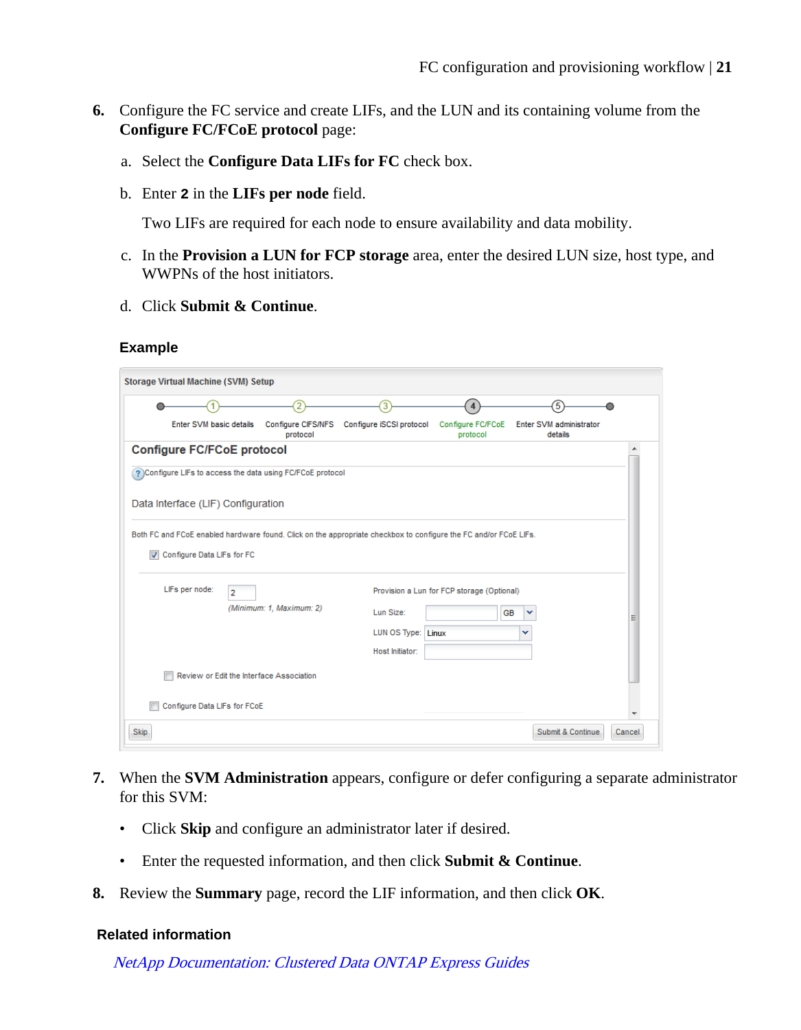6. Configure the FC service and create LIFs, and the LUN and its containing volume from the **Configure FC/FCoE protocol** page:

   a. Select the **Configure Data LIFs for FC** check box.

   b. Enter **2** in the **LIFs per node** field.

      Two LIFs are required for each node to ensure availability and data mobility.

   c. In the **Provision a LUN for FCP storage** area, enter the desired LUN size, host type, and WWPNs of the host initiators.

   d. Click **Submit & Continue**.

   **Example**

7. When the **SVM Administration** appears, configure or defer configuring a separate administrator for this SVM:

   - Click **Skip** and configure an administrator later if desired.
   - Enter the requested information, and then click **Submit & Continue**.

8. Review the **Summary** page, record the LIF information, and then click **OK**.

**Related information**

*NetApp Documentation: Clustered Data ONTAP Express Guides*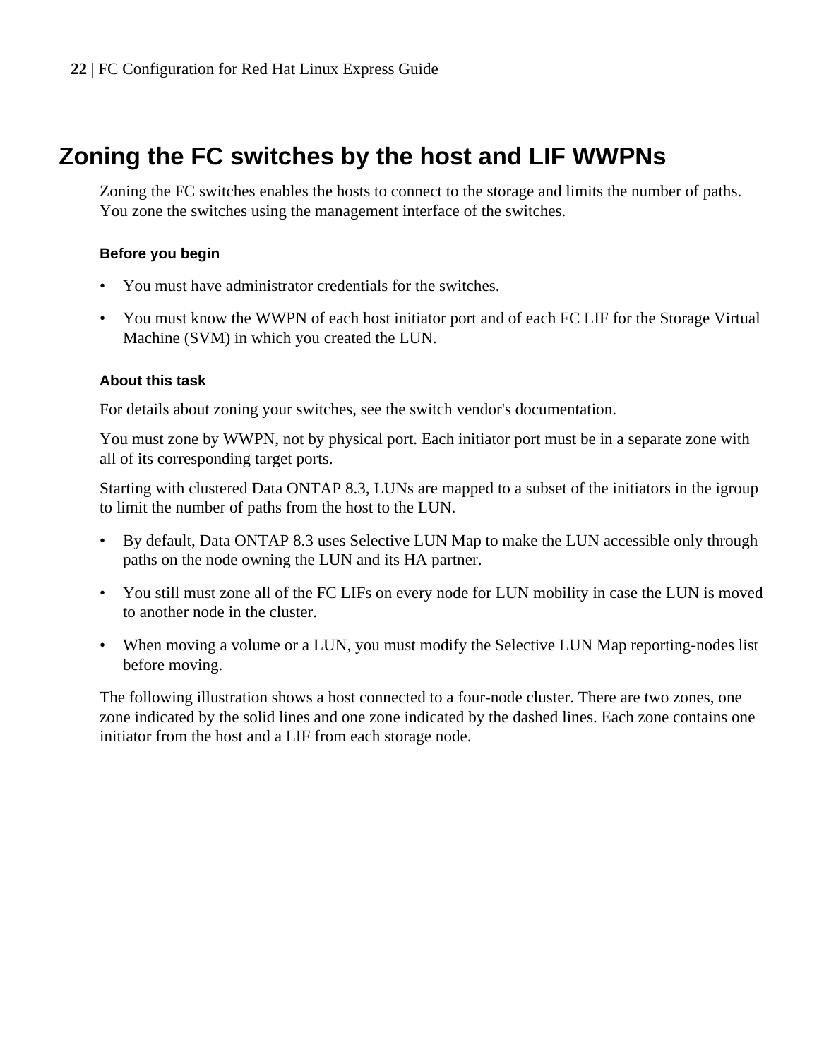# Zoning the FC switches by the host and LIF WWPNs

Zoning the FC switches enables the hosts to connect to the storage and limits the number of paths. You zone the switches using the management interface of the switches.

### Before you begin

- You must have administrator credentials for the switches.
- You must know the WWPN of each host initiator port and of each FC LIF for the Storage Virtual Machine (SVM) in which you created the LUN.

### About this task

For details about zoning your switches, see the switch vendor's documentation.

You must zone by WWPN, not by physical port. Each initiator port must be in a separate zone with all of its corresponding target ports.

Starting with clustered Data ONTAP 8.3, LUNs are mapped to a subset of the initiators in the igroup to limit the number of paths from the host to the LUN.

- By default, Data ONTAP 8.3 uses Selective LUN Map to make the LUN accessible only through paths on the node owning the LUN and its HA partner.
- You still must zone all of the FC LIFs on every node for LUN mobility in case the LUN is moved to another node in the cluster.
- When moving a volume or a LUN, you must modify the Selective LUN Map reporting-nodes list before moving.

The following illustration shows a host connected to a four-node cluster. There are two zones, one zone indicated by the solid lines and one zone indicated by the dashed lines. Each zone contains one initiator from the host and a LIF from each storage node.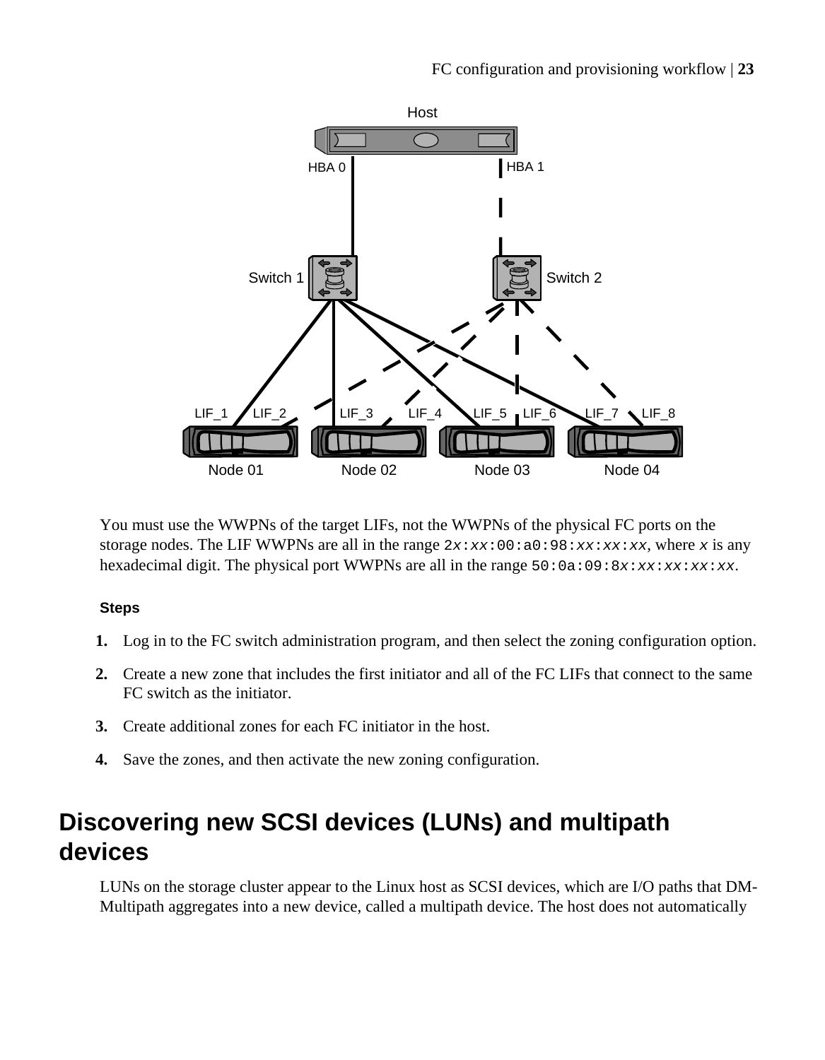You must use the WWPNs of the target LIFs, not the WWPNs of the physical FC ports on the storage nodes. The LIF WWPNs are all in the range `2x:xx:00:a0:98:xx:xx:xx`, where *x* is any hexadecimal digit. The physical port WWPNs are all in the range `50:0a:09:8x:xx:xx:xx:xx`.

**Steps**

1. Log in to the FC switch administration program, and then select the zoning configuration option.
2. Create a new zone that includes the first initiator and all of the FC LIFs that connect to the same FC switch as the initiator.
3. Create additional zones for each FC initiator in the host.
4. Save the zones, and then activate the new zoning configuration.

## Discovering new SCSI devices (LUNs) and multipath devices

LUNs on the storage cluster appear to the Linux host as SCSI devices, which are I/O paths that DM-Multipath aggregates into a new device, called a multipath device. The host does not automatically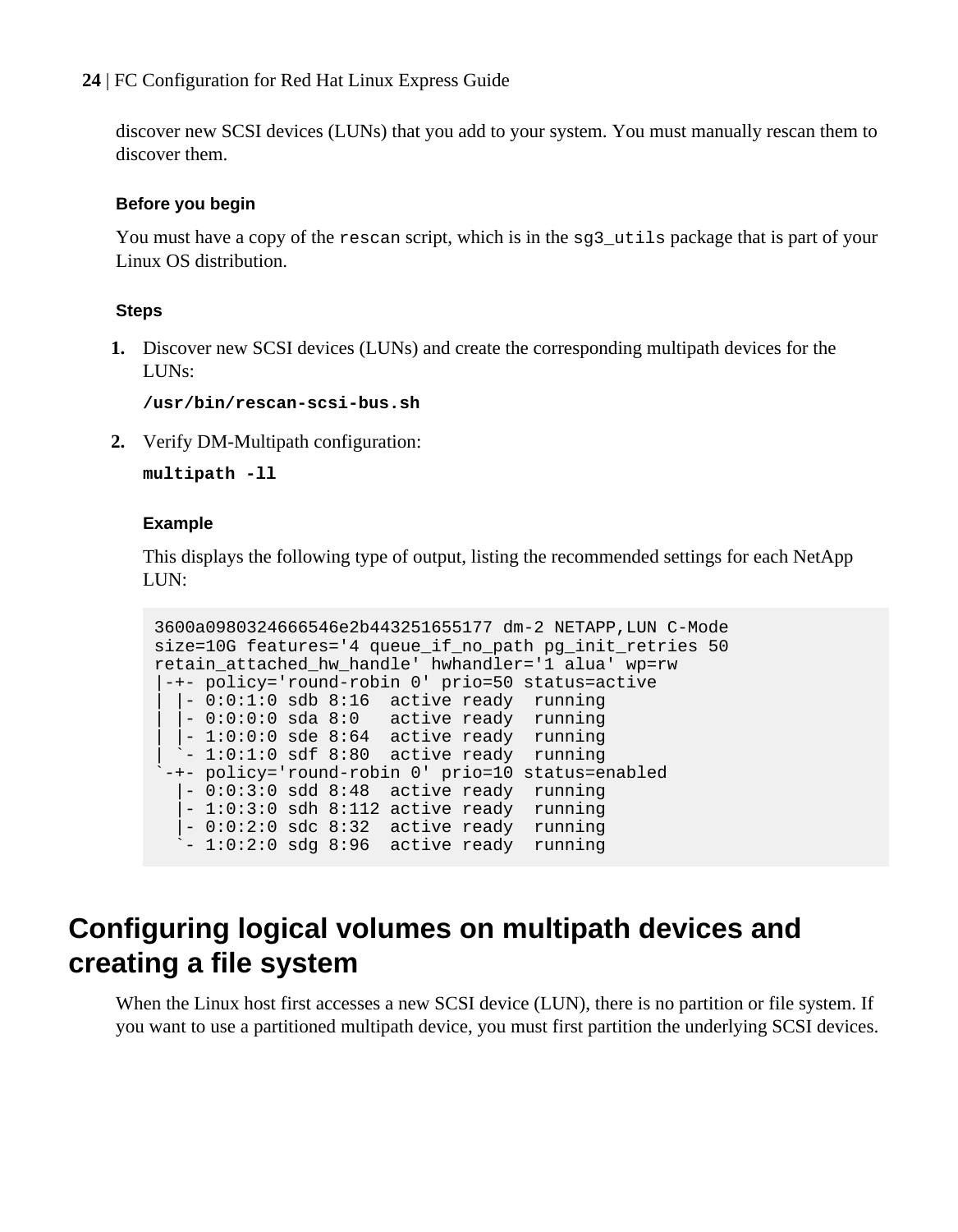discover new SCSI devices (LUNs) that you add to your system. You must manually rescan them to discover them.

#### Before you begin

You must have a copy of the `rescan` script, which is in the `sg3_utils` package that is part of your Linux OS distribution.

#### Steps

1. Discover new SCSI devices (LUNs) and create the corresponding multipath devices for the LUNs:

   **`/usr/bin/rescan-scsi-bus.sh`**

2. Verify DM-Multipath configuration:

   **`multipath -ll`**

   **Example**

   This displays the following type of output, listing the recommended settings for each NetApp LUN:

   ```
   3600a0980324666546e2b443251655177 dm-2 NETAPP,LUN C-Mode
   size=10G features='4 queue_if_no_path pg_init_retries 50
   retain_attached_hw_handle' hwhandler='1 alua' wp=rw
   |-+- policy='round-robin 0' prio=50 status=active
   | |- 0:0:1:0 sdb 8:16  active ready  running
   | |- 0:0:0:0 sda 8:0   active ready  running
   | |- 1:0:0:0 sde 8:64  active ready  running
   | `- 1:0:1:0 sdf 8:80  active ready  running
   `-+- policy='round-robin 0' prio=10 status=enabled
     |- 0:0:3:0 sdd 8:48  active ready  running
     |- 1:0:3:0 sdh 8:112 active ready  running
     |- 0:0:2:0 sdc 8:32  active ready  running
     `- 1:0:2:0 sdg 8:96  active ready  running
   ```

## Configuring logical volumes on multipath devices and creating a file system

When the Linux host first accesses a new SCSI device (LUN), there is no partition or file system. If you want to use a partitioned multipath device, you must first partition the underlying SCSI devices.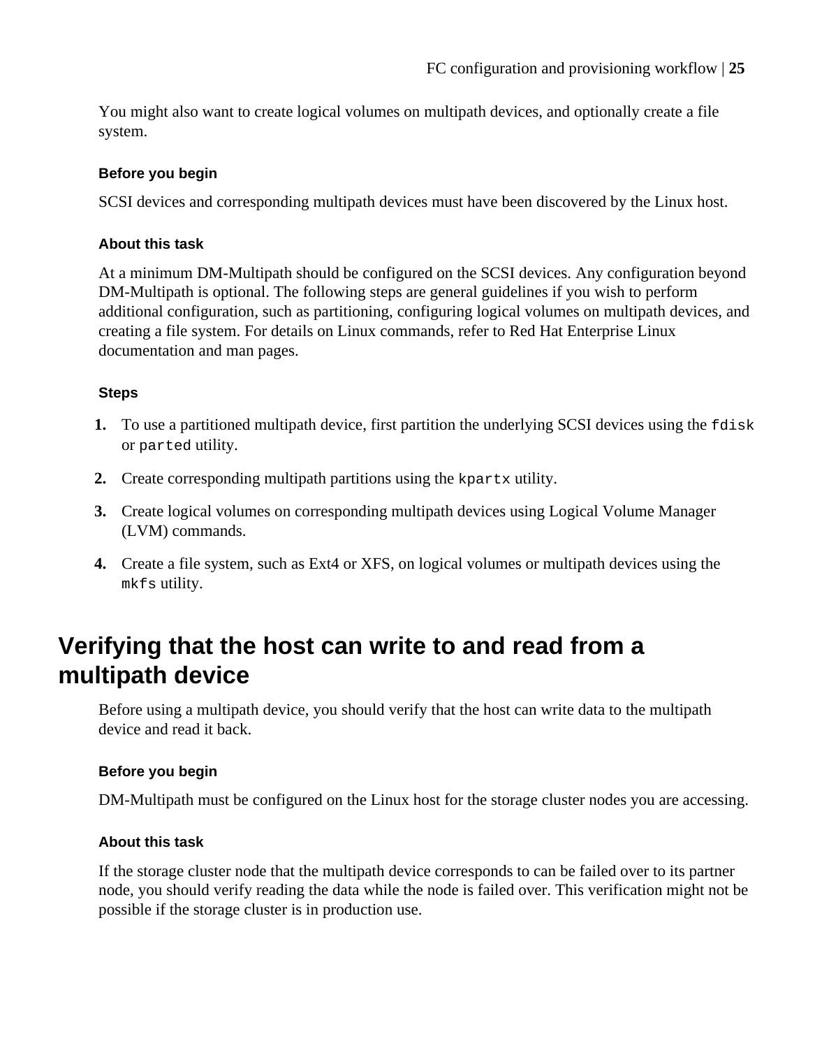You might also want to create logical volumes on multipath devices, and optionally create a file system.

#### Before you begin

SCSI devices and corresponding multipath devices must have been discovered by the Linux host.

#### About this task

At a minimum DM-Multipath should be configured on the SCSI devices. Any configuration beyond DM-Multipath is optional. The following steps are general guidelines if you wish to perform additional configuration, such as partitioning, configuring logical volumes on multipath devices, and creating a file system. For details on Linux commands, refer to Red Hat Enterprise Linux documentation and man pages.

#### Steps

1. To use a partitioned multipath device, first partition the underlying SCSI devices using the `fdisk` or `parted` utility.
2. Create corresponding multipath partitions using the `kpartx` utility.
3. Create logical volumes on corresponding multipath devices using Logical Volume Manager (LVM) commands.
4. Create a file system, such as Ext4 or XFS, on logical volumes or multipath devices using the `mkfs` utility.

## Verifying that the host can write to and read from a multipath device

Before using a multipath device, you should verify that the host can write data to the multipath device and read it back.

#### Before you begin

DM-Multipath must be configured on the Linux host for the storage cluster nodes you are accessing.

#### About this task

If the storage cluster node that the multipath device corresponds to can be failed over to its partner node, you should verify reading the data while the node is failed over. This verification might not be possible if the storage cluster is in production use.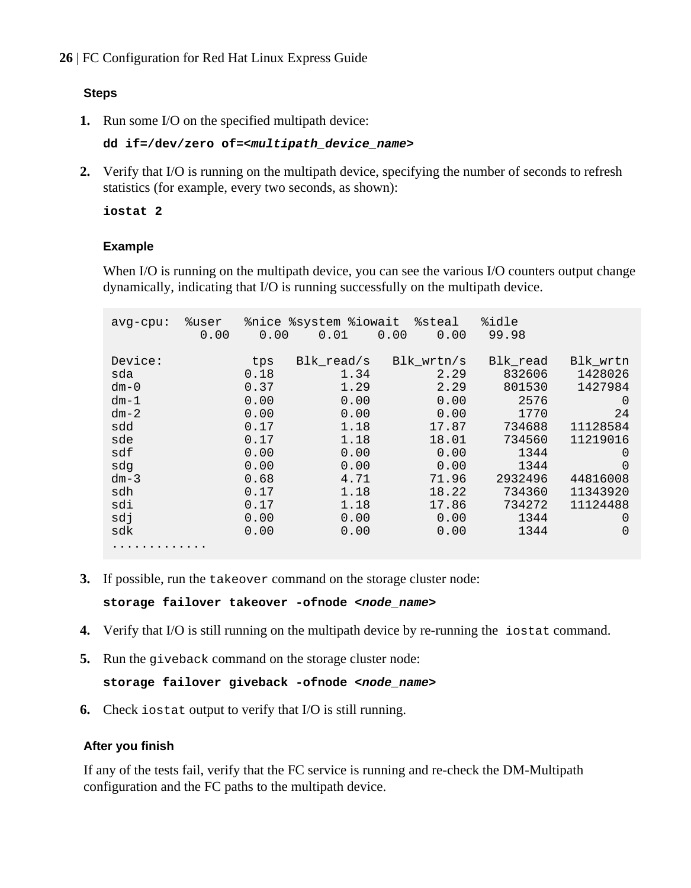#### Steps

1. Run some I/O on the specified multipath device:

   **dd if=/dev/zero of=<*multipath_device_name*>**

2. Verify that I/O is running on the multipath device, specifying the number of seconds to refresh statistics (for example, every two seconds, as shown):

   **iostat 2**

   ##### Example

   When I/O is running on the multipath device, you can see the various I/O counters output change dynamically, indicating that I/O is running successfully on the multipath device.

   ```
   avg-cpu:  %user   %nice %system %iowait  %steal   %idle
               0.00    0.00    0.01    0.00    0.00   99.98

   Device:            tps   Blk_read/s   Blk_wrtn/s   Blk_read   Blk_wrtn
   sda               0.18         1.34         2.29     832606    1428026
   dm-0              0.37         1.29         2.29     801530    1427984
   dm-1              0.00         0.00         0.00       2576          0
   dm-2              0.00         0.00         0.00       1770         24
   sdd               0.17         1.18        17.87     734688   11128584
   sde               0.17         1.18        18.01     734560   11219016
   sdf               0.00         0.00         0.00       1344          0
   sdg               0.00         0.00         0.00       1344          0
   dm-3              0.68         4.71        71.96    2932496   44816008
   sdh               0.17         1.18        18.22     734360   11343920
   sdi               0.17         1.18        17.86     734272   11124488
   sdj               0.00         0.00         0.00       1344          0
   sdk               0.00         0.00         0.00       1344          0
   .............
   ```

3. If possible, run the `takeover` command on the storage cluster node:

   **storage failover takeover -ofnode <*node_name*>**

4. Verify that I/O is still running on the multipath device by re-running the `iostat` command.

5. Run the `giveback` command on the storage cluster node:

   **storage failover giveback -ofnode <*node_name*>**

6. Check `iostat` output to verify that I/O is still running.

#### After you finish

If any of the tests fail, verify that the FC service is running and re-check the DM-Multipath configuration and the FC paths to the multipath device.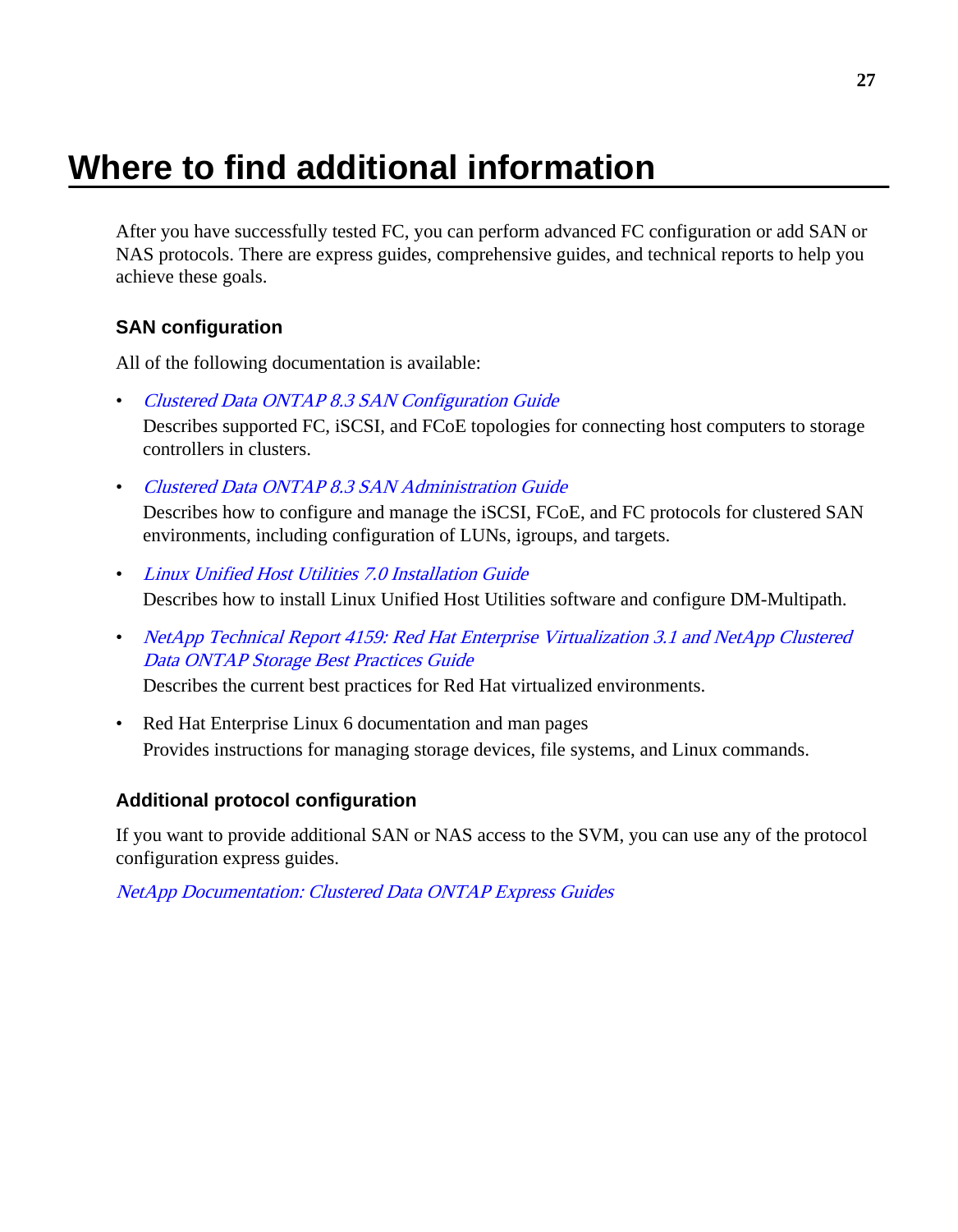# Where to find additional information

After you have successfully tested FC, you can perform advanced FC configuration or add SAN or NAS protocols. There are express guides, comprehensive guides, and technical reports to help you achieve these goals.

## SAN configuration

All of the following documentation is available:

- *Clustered Data ONTAP 8.3 SAN Configuration Guide*
  Describes supported FC, iSCSI, and FCoE topologies for connecting host computers to storage controllers in clusters.
- *Clustered Data ONTAP 8.3 SAN Administration Guide*
  Describes how to configure and manage the iSCSI, FCoE, and FC protocols for clustered SAN environments, including configuration of LUNs, igroups, and targets.
- *Linux Unified Host Utilities 7.0 Installation Guide*
  Describes how to install Linux Unified Host Utilities software and configure DM-Multipath.
- *NetApp Technical Report 4159: Red Hat Enterprise Virtualization 3.1 and NetApp Clustered Data ONTAP Storage Best Practices Guide*
  Describes the current best practices for Red Hat virtualized environments.
- Red Hat Enterprise Linux 6 documentation and man pages
  Provides instructions for managing storage devices, file systems, and Linux commands.

## Additional protocol configuration

If you want to provide additional SAN or NAS access to the SVM, you can use any of the protocol configuration express guides.

*NetApp Documentation: Clustered Data ONTAP Express Guides*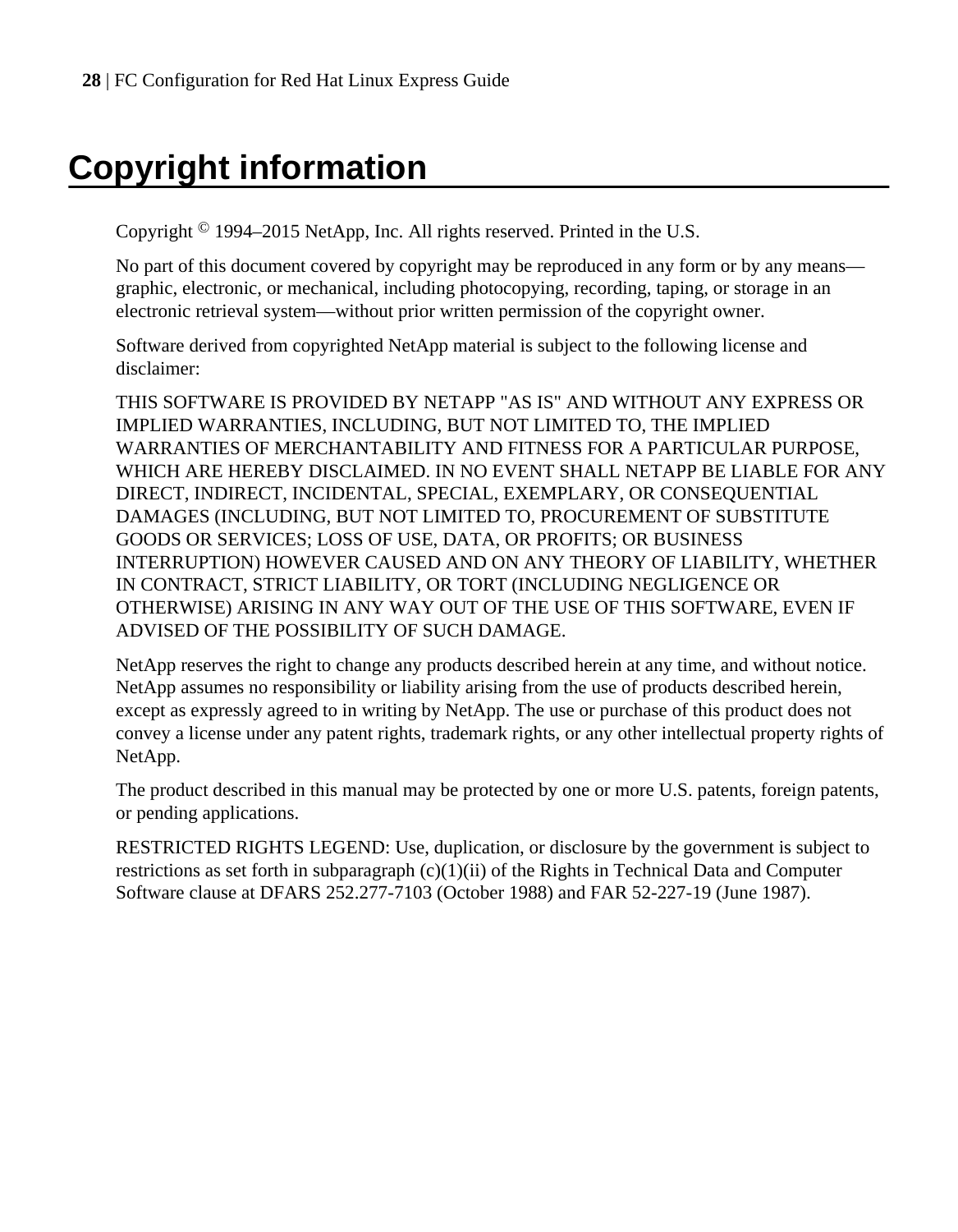# Copyright information

Copyright © 1994–2015 NetApp, Inc. All rights reserved. Printed in the U.S.

No part of this document covered by copyright may be reproduced in any form or by any means—graphic, electronic, or mechanical, including photocopying, recording, taping, or storage in an electronic retrieval system—without prior written permission of the copyright owner.

Software derived from copyrighted NetApp material is subject to the following license and disclaimer:

THIS SOFTWARE IS PROVIDED BY NETAPP "AS IS" AND WITHOUT ANY EXPRESS OR IMPLIED WARRANTIES, INCLUDING, BUT NOT LIMITED TO, THE IMPLIED WARRANTIES OF MERCHANTABILITY AND FITNESS FOR A PARTICULAR PURPOSE, WHICH ARE HEREBY DISCLAIMED. IN NO EVENT SHALL NETAPP BE LIABLE FOR ANY DIRECT, INDIRECT, INCIDENTAL, SPECIAL, EXEMPLARY, OR CONSEQUENTIAL DAMAGES (INCLUDING, BUT NOT LIMITED TO, PROCUREMENT OF SUBSTITUTE GOODS OR SERVICES; LOSS OF USE, DATA, OR PROFITS; OR BUSINESS INTERRUPTION) HOWEVER CAUSED AND ON ANY THEORY OF LIABILITY, WHETHER IN CONTRACT, STRICT LIABILITY, OR TORT (INCLUDING NEGLIGENCE OR OTHERWISE) ARISING IN ANY WAY OUT OF THE USE OF THIS SOFTWARE, EVEN IF ADVISED OF THE POSSIBILITY OF SUCH DAMAGE.

NetApp reserves the right to change any products described herein at any time, and without notice. NetApp assumes no responsibility or liability arising from the use of products described herein, except as expressly agreed to in writing by NetApp. The use or purchase of this product does not convey a license under any patent rights, trademark rights, or any other intellectual property rights of NetApp.

The product described in this manual may be protected by one or more U.S. patents, foreign patents, or pending applications.

RESTRICTED RIGHTS LEGEND: Use, duplication, or disclosure by the government is subject to restrictions as set forth in subparagraph (c)(1)(ii) of the Rights in Technical Data and Computer Software clause at DFARS 252.277-7103 (October 1988) and FAR 52-227-19 (June 1987).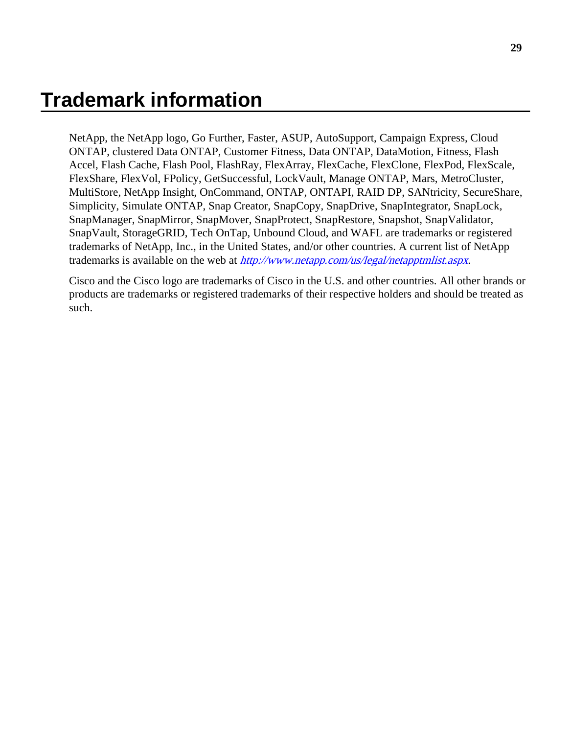# Trademark information

NetApp, the NetApp logo, Go Further, Faster, ASUP, AutoSupport, Campaign Express, Cloud ONTAP, clustered Data ONTAP, Customer Fitness, Data ONTAP, DataMotion, Fitness, Flash Accel, Flash Cache, Flash Pool, FlashRay, FlexArray, FlexCache, FlexClone, FlexPod, FlexScale, FlexShare, FlexVol, FPolicy, GetSuccessful, LockVault, Manage ONTAP, Mars, MetroCluster, MultiStore, NetApp Insight, OnCommand, ONTAP, ONTAPI, RAID DP, SANtricity, SecureShare, Simplicity, Simulate ONTAP, Snap Creator, SnapCopy, SnapDrive, SnapIntegrator, SnapLock, SnapManager, SnapMirror, SnapMover, SnapProtect, SnapRestore, Snapshot, SnapValidator, SnapVault, StorageGRID, Tech OnTap, Unbound Cloud, and WAFL are trademarks or registered trademarks of NetApp, Inc., in the United States, and/or other countries. A current list of NetApp trademarks is available on the web at *http://www.netapp.com/us/legal/netapptmlist.aspx*.

Cisco and the Cisco logo are trademarks of Cisco in the U.S. and other countries. All other brands or products are trademarks or registered trademarks of their respective holders and should be treated as such.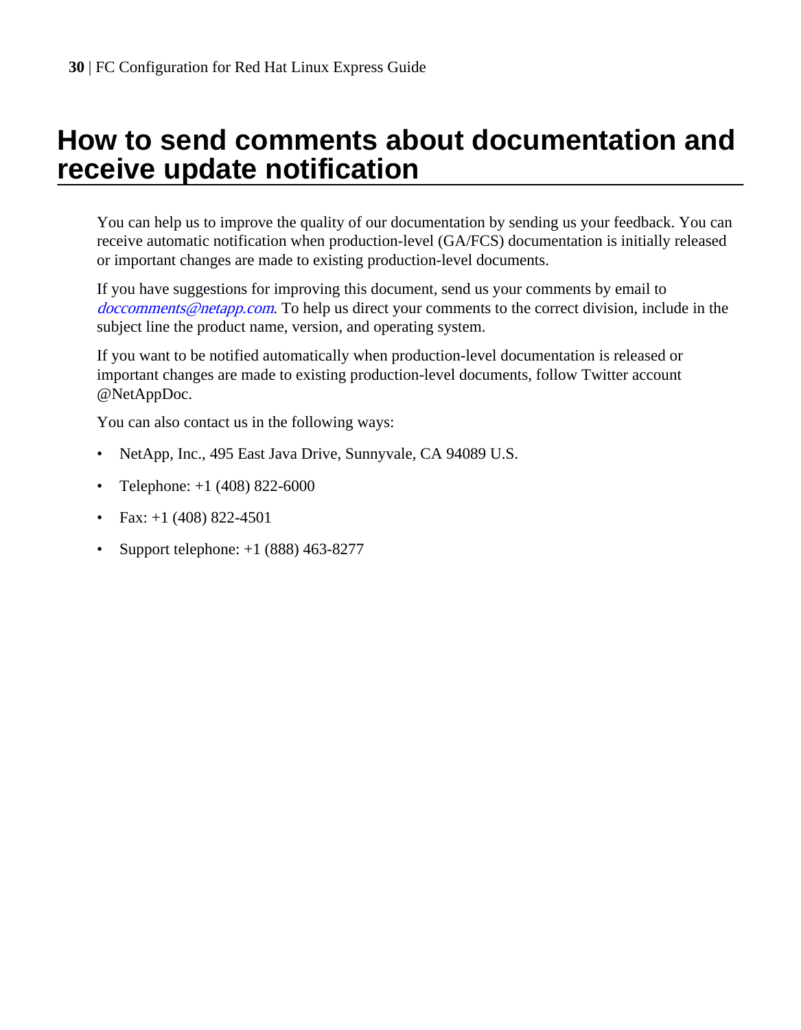# How to send comments about documentation and receive update notification

You can help us to improve the quality of our documentation by sending us your feedback. You can receive automatic notification when production-level (GA/FCS) documentation is initially released or important changes are made to existing production-level documents.

If you have suggestions for improving this document, send us your comments by email to *doccomments@netapp.com*. To help us direct your comments to the correct division, include in the subject line the product name, version, and operating system.

If you want to be notified automatically when production-level documentation is released or important changes are made to existing production-level documents, follow Twitter account @NetAppDoc.

You can also contact us in the following ways:

- NetApp, Inc., 495 East Java Drive, Sunnyvale, CA 94089 U.S.
- Telephone: +1 (408) 822-6000
- Fax: +1 (408) 822-4501
- Support telephone: +1 (888) 463-8277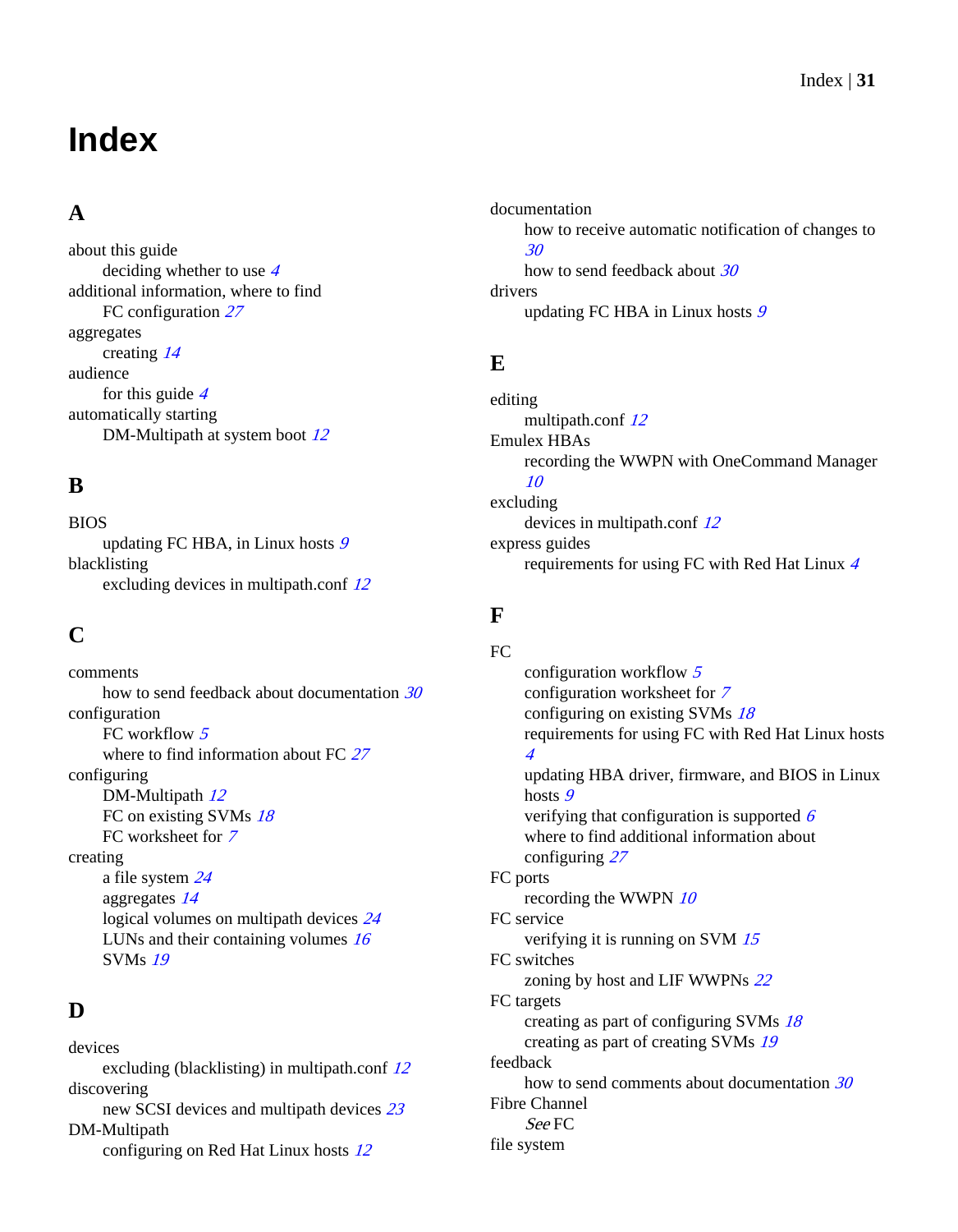# Index

## A

about this guide
    deciding whether to use 4
additional information, where to find
    FC configuration 27
aggregates
    creating 14
audience
    for this guide 4
automatically starting
    DM-Multipath at system boot 12

## B

BIOS
    updating FC HBA, in Linux hosts 9
blacklisting
    excluding devices in multipath.conf 12

## C

comments
    how to send feedback about documentation 30
configuration
    FC workflow 5
    where to find information about FC 27
configuring
    DM-Multipath 12
    FC on existing SVMs 18
    FC worksheet for 7
creating
    a file system 24
    aggregates 14
    logical volumes on multipath devices 24
    LUNs and their containing volumes 16
    SVMs 19

## D

devices
    excluding (blacklisting) in multipath.conf 12
discovering
    new SCSI devices and multipath devices 23
DM-Multipath
    configuring on Red Hat Linux hosts 12
documentation
    how to receive automatic notification of changes to 30
    how to send feedback about 30
drivers
    updating FC HBA in Linux hosts 9

## E

editing
    multipath.conf 12
Emulex HBAs
    recording the WWPN with OneCommand Manager 10
excluding
    devices in multipath.conf 12
express guides
    requirements for using FC with Red Hat Linux 4

## F

FC
    configuration workflow 5
    configuration worksheet for 7
    configuring on existing SVMs 18
    requirements for using FC with Red Hat Linux hosts 4
    updating HBA driver, firmware, and BIOS in Linux hosts 9
    verifying that configuration is supported 6
    where to find additional information about configuring 27
FC ports
    recording the WWPN 10
FC service
    verifying it is running on SVM 15
FC switches
    zoning by host and LIF WWPNs 22
FC targets
    creating as part of configuring SVMs 18
    creating as part of creating SVMs 19
feedback
    how to send comments about documentation 30
Fibre Channel
    *See* FC
file system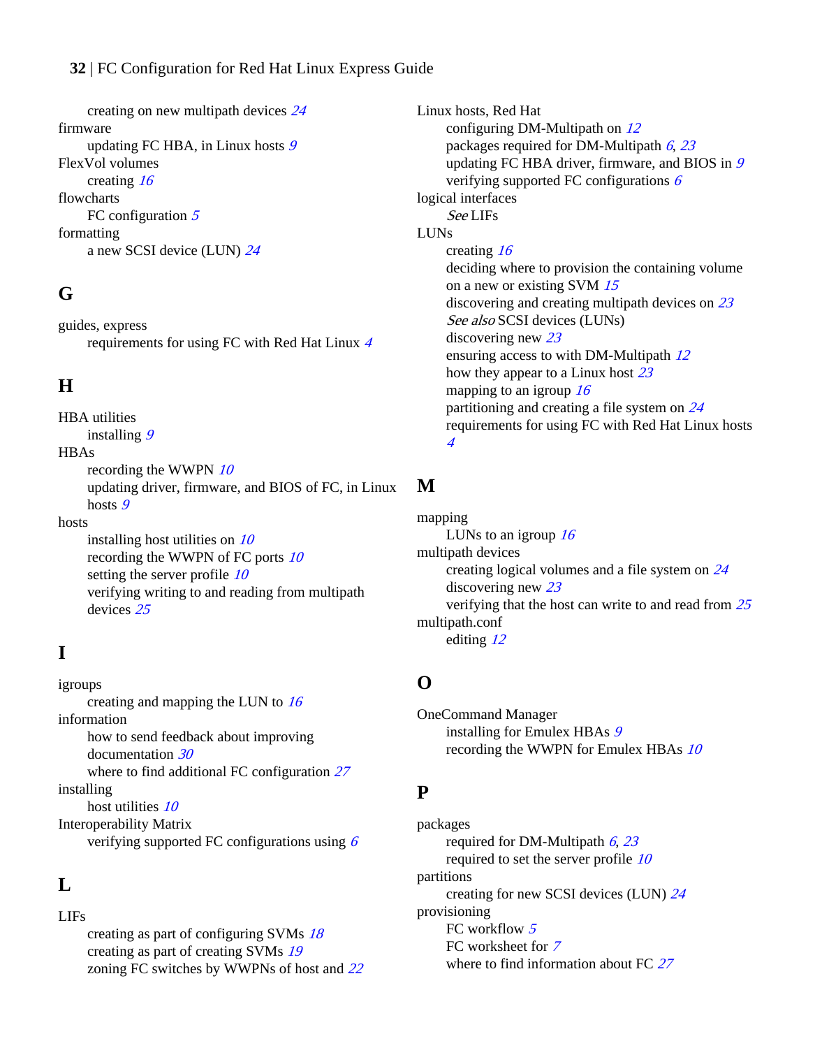creating on new multipath devices 24

firmware
- updating FC HBA, in Linux hosts 9

FlexVol volumes
- creating 16

flowcharts
- FC configuration 5

formatting
- a new SCSI device (LUN) 24

## G

guides, express
- requirements for using FC with Red Hat Linux 4

## H

HBA utilities
- installing 9

HBAs
- recording the WWPN 10
- updating driver, firmware, and BIOS of FC, in Linux hosts 9

hosts
- installing host utilities on 10
- recording the WWPN of FC ports 10
- setting the server profile 10
- verifying writing to and reading from multipath devices 25

## I

igroups
- creating and mapping the LUN to 16

information
- how to send feedback about improving documentation 30
- where to find additional FC configuration 27

installing
- host utilities 10

Interoperability Matrix
- verifying supported FC configurations using 6

## L

LIFs
- creating as part of configuring SVMs 18
- creating as part of creating SVMs 19
- zoning FC switches by WWPNs of host and 22

Linux hosts, Red Hat
- configuring DM-Multipath on 12
- packages required for DM-Multipath 6, 23
- updating FC HBA driver, firmware, and BIOS in 9
- verifying supported FC configurations 6

logical interfaces
- *See* LIFs

LUNs
- creating 16
- deciding where to provision the containing volume on a new or existing SVM 15
- discovering and creating multipath devices on 23
- *See also* SCSI devices (LUNs)
- discovering new 23
- ensuring access to with DM-Multipath 12
- how they appear to a Linux host 23
- mapping to an igroup 16
- partitioning and creating a file system on 24
- requirements for using FC with Red Hat Linux hosts 4

## M

mapping
- LUNs to an igroup 16

multipath devices
- creating logical volumes and a file system on 24
- discovering new 23
- verifying that the host can write to and read from 25

multipath.conf
- editing 12

## O

OneCommand Manager
- installing for Emulex HBAs 9
- recording the WWPN for Emulex HBAs 10

## P

packages
- required for DM-Multipath 6, 23
- required to set the server profile 10

partitions
- creating for new SCSI devices (LUN) 24

provisioning
- FC workflow 5
- FC worksheet for 7
- where to find information about FC 27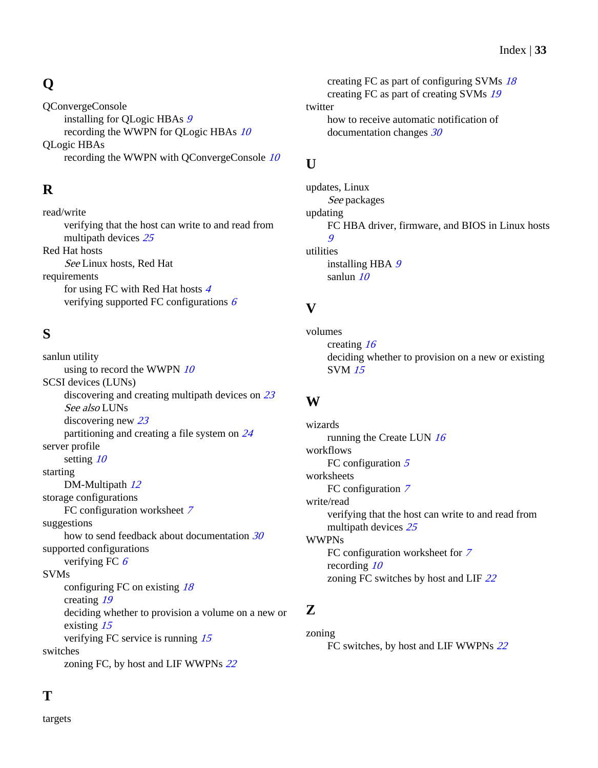## Q

QConvergeConsole
- installing for QLogic HBAs *9*
- recording the WWPN for QLogic HBAs *10*

QLogic HBAs
- recording the WWPN with QConvergeConsole *10*

## R

read/write
- verifying that the host can write to and read from multipath devices *25*

Red Hat hosts
- *See* Linux hosts, Red Hat

requirements
- for using FC with Red Hat hosts *4*
- verifying supported FC configurations *6*

## S

sanlun utility
- using to record the WWPN *10*

SCSI devices (LUNs)
- discovering and creating multipath devices on *23*
- *See also* LUNs
- discovering new *23*
- partitioning and creating a file system on *24*

server profile
- setting *10*

starting
- DM-Multipath *12*

storage configurations
- FC configuration worksheet *7*

suggestions
- how to send feedback about documentation *30*

supported configurations
- verifying FC *6*

SVMs
- configuring FC on existing *18*
- creating *19*
- deciding whether to provision a volume on a new or existing *15*
- verifying FC service is running *15*

switches
- zoning FC, by host and LIF WWPNs *22*

## T

targets
- creating FC as part of configuring SVMs *18*
- creating FC as part of creating SVMs *19*

twitter
- how to receive automatic notification of documentation changes *30*

## U

updates, Linux
- *See* packages

updating
- FC HBA driver, firmware, and BIOS in Linux hosts *9*

utilities
- installing HBA *9*
- sanlun *10*

## V

volumes
- creating *16*
- deciding whether to provision on a new or existing SVM *15*

## W

wizards
- running the Create LUN *16*

workflows
- FC configuration *5*

worksheets
- FC configuration *7*

write/read
- verifying that the host can write to and read from multipath devices *25*

WWPNs
- FC configuration worksheet for *7*
- recording *10*
- zoning FC switches by host and LIF *22*

## Z

zoning
- FC switches, by host and LIF WWPNs *22*